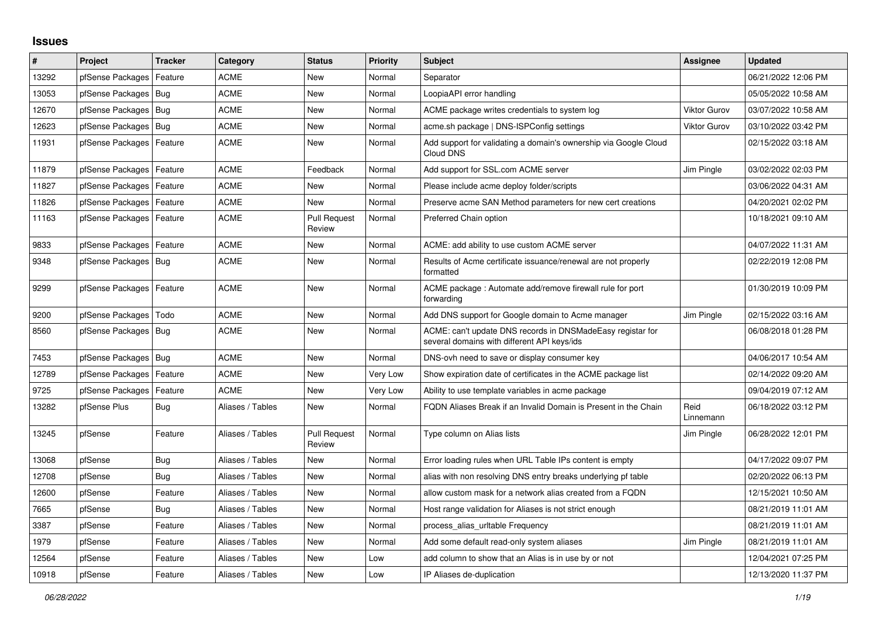# Issues

| # | Project | Tracker | Category | Status | Priority | Subject | Assignee | Updated |
|---|---|---|---|---|---|---|---|---|
| 13292 | pfSense Packages | Feature | ACME | New | Normal | Separator | | 06/21/2022 12:06 PM |
| 13053 | pfSense Packages | Bug | ACME | New | Normal | LoopiaAPI error handling | | 05/05/2022 10:58 AM |
| 12670 | pfSense Packages | Bug | ACME | New | Normal | ACME package writes credentials to system log | Viktor Gurov | 03/07/2022 10:58 AM |
| 12623 | pfSense Packages | Bug | ACME | New | Normal | acme.sh package \| DNS-ISPConfig settings | Viktor Gurov | 03/10/2022 03:42 PM |
| 11931 | pfSense Packages | Feature | ACME | New | Normal | Add support for validating a domain's ownership via Google Cloud Cloud DNS | | 02/15/2022 03:18 AM |
| 11879 | pfSense Packages | Feature | ACME | Feedback | Normal | Add support for SSL.com ACME server | Jim Pingle | 03/02/2022 02:03 PM |
| 11827 | pfSense Packages | Feature | ACME | New | Normal | Please include acme deploy folder/scripts | | 03/06/2022 04:31 AM |
| 11826 | pfSense Packages | Feature | ACME | New | Normal | Preserve acme SAN Method parameters for new cert creations | | 04/20/2021 02:02 PM |
| 11163 | pfSense Packages | Feature | ACME | Pull Request Review | Normal | Preferred Chain option | | 10/18/2021 09:10 AM |
| 9833 | pfSense Packages | Feature | ACME | New | Normal | ACME: add ability to use custom ACME server | | 04/07/2022 11:31 AM |
| 9348 | pfSense Packages | Bug | ACME | New | Normal | Results of Acme certificate issuance/renewal are not properly formatted | | 02/22/2019 12:08 PM |
| 9299 | pfSense Packages | Feature | ACME | New | Normal | ACME package : Automate add/remove firewall rule for port forwarding | | 01/30/2019 10:09 PM |
| 9200 | pfSense Packages | Todo | ACME | New | Normal | Add DNS support for Google domain to Acme manager | Jim Pingle | 02/15/2022 03:16 AM |
| 8560 | pfSense Packages | Bug | ACME | New | Normal | ACME: can't update DNS records in DNSMadeEasy registar for several domains with different API keys/ids | | 06/08/2018 01:28 PM |
| 7453 | pfSense Packages | Bug | ACME | New | Normal | DNS-ovh need to save or display consumer key | | 04/06/2017 10:54 AM |
| 12789 | pfSense Packages | Feature | ACME | New | Very Low | Show expiration date of certificates in the ACME package list | | 02/14/2022 09:20 AM |
| 9725 | pfSense Packages | Feature | ACME | New | Very Low | Ability to use template variables in acme package | | 09/04/2019 07:12 AM |
| 13282 | pfSense Plus | Bug | Aliases / Tables | New | Normal | FQDN Aliases Break if an Invalid Domain is Present in the Chain | Reid Linnemann | 06/18/2022 03:12 PM |
| 13245 | pfSense | Feature | Aliases / Tables | Pull Request Review | Normal | Type column on Alias lists | Jim Pingle | 06/28/2022 12:01 PM |
| 13068 | pfSense | Bug | Aliases / Tables | New | Normal | Error loading rules when URL Table IPs content is empty | | 04/17/2022 09:07 PM |
| 12708 | pfSense | Bug | Aliases / Tables | New | Normal | alias with non resolving DNS entry breaks underlying pf table | | 02/20/2022 06:13 PM |
| 12600 | pfSense | Feature | Aliases / Tables | New | Normal | allow custom mask for a network alias created from a FQDN | | 12/15/2021 10:50 AM |
| 7665 | pfSense | Bug | Aliases / Tables | New | Normal | Host range validation for Aliases is not strict enough | | 08/21/2019 11:01 AM |
| 3387 | pfSense | Feature | Aliases / Tables | New | Normal | process_alias_urltable Frequency | | 08/21/2019 11:01 AM |
| 1979 | pfSense | Feature | Aliases / Tables | New | Normal | Add some default read-only system aliases | Jim Pingle | 08/21/2019 11:01 AM |
| 12564 | pfSense | Feature | Aliases / Tables | New | Low | add column to show that an Alias is in use by or not | | 12/04/2021 07:25 PM |
| 10918 | pfSense | Feature | Aliases / Tables | New | Low | IP Aliases de-duplication | | 12/13/2020 11:37 PM |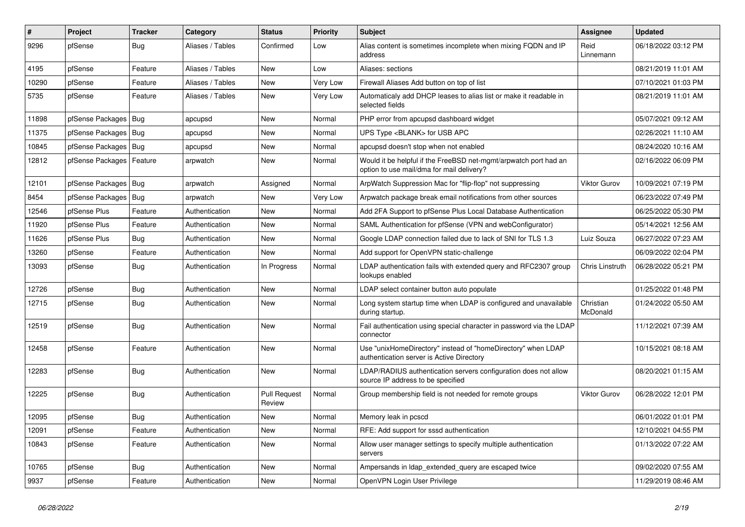| # | Project | Tracker | Category | Status | Priority | Subject | Assignee | Updated |
|---|---|---|---|---|---|---|---|---|
| 9296 | pfSense | Bug | Aliases / Tables | Confirmed | Low | Alias content is sometimes incomplete when mixing FQDN and IP address | Reid Linnemann | 06/18/2022 03:12 PM |
| 4195 | pfSense | Feature | Aliases / Tables | New | Low | Aliases: sections | | 08/21/2019 11:01 AM |
| 10290 | pfSense | Feature | Aliases / Tables | New | Very Low | Firewall Aliases Add button on top of list | | 07/10/2021 01:03 PM |
| 5735 | pfSense | Feature | Aliases / Tables | New | Very Low | Automaticaly add DHCP leases to alias list or make it readable in selected fields | | 08/21/2019 11:01 AM |
| 11898 | pfSense Packages | Bug | apcupsd | New | Normal | PHP error from apcupsd dashboard widget | | 05/07/2021 09:12 AM |
| 11375 | pfSense Packages | Bug | apcupsd | New | Normal | UPS Type <BLANK> for USB APC | | 02/26/2021 11:10 AM |
| 10845 | pfSense Packages | Bug | apcupsd | New | Normal | apcupsd doesn't stop when not enabled | | 08/24/2020 10:16 AM |
| 12812 | pfSense Packages | Feature | arpwatch | New | Normal | Would it be helpful if the FreeBSD net-mgmt/arpwatch port had an option to use mail/dma for mail delivery? | | 02/16/2022 06:09 PM |
| 12101 | pfSense Packages | Bug | arpwatch | Assigned | Normal | ArpWatch Suppression Mac for "flip-flop" not suppressing | Viktor Gurov | 10/09/2021 07:19 PM |
| 8454 | pfSense Packages | Bug | arpwatch | New | Very Low | Arpwatch package break email notifications from other sources | | 06/23/2022 07:49 PM |
| 12546 | pfSense Plus | Feature | Authentication | New | Normal | Add 2FA Support to pfSense Plus Local Database Authentication | | 06/25/2022 05:30 PM |
| 11920 | pfSense Plus | Feature | Authentication | New | Normal | SAML Authentication for pfSense (VPN and webConfigurator) | | 05/14/2021 12:56 AM |
| 11626 | pfSense Plus | Bug | Authentication | New | Normal | Google LDAP connection failed due to lack of SNI for TLS 1.3 | Luiz Souza | 06/27/2022 07:23 AM |
| 13260 | pfSense | Feature | Authentication | New | Normal | Add support for OpenVPN static-challenge | | 06/09/2022 02:04 PM |
| 13093 | pfSense | Bug | Authentication | In Progress | Normal | LDAP authentication fails with extended query and RFC2307 group lookups enabled | Chris Linstruth | 06/28/2022 05:21 PM |
| 12726 | pfSense | Bug | Authentication | New | Normal | LDAP select container button auto populate | | 01/25/2022 01:48 PM |
| 12715 | pfSense | Bug | Authentication | New | Normal | Long system startup time when LDAP is configured and unavailable during startup. | Christian McDonald | 01/24/2022 05:50 AM |
| 12519 | pfSense | Bug | Authentication | New | Normal | Fail authentication using special character in password via the LDAP connector | | 11/12/2021 07:39 AM |
| 12458 | pfSense | Feature | Authentication | New | Normal | Use "unixHomeDirectory" instead of "homeDirectory" when LDAP authentication server is Active Directory | | 10/15/2021 08:18 AM |
| 12283 | pfSense | Bug | Authentication | New | Normal | LDAP/RADIUS authentication servers configuration does not allow source IP address to be specified | | 08/20/2021 01:15 AM |
| 12225 | pfSense | Bug | Authentication | Pull Request Review | Normal | Group membership field is not needed for remote groups | Viktor Gurov | 06/28/2022 12:01 PM |
| 12095 | pfSense | Bug | Authentication | New | Normal | Memory leak in pcscd | | 06/01/2022 01:01 PM |
| 12091 | pfSense | Feature | Authentication | New | Normal | RFE: Add support for sssd authentication | | 12/10/2021 04:55 PM |
| 10843 | pfSense | Feature | Authentication | New | Normal | Allow user manager settings to specify multiple authentication servers | | 01/13/2022 07:22 AM |
| 10765 | pfSense | Bug | Authentication | New | Normal | Ampersands in ldap_extended_query are escaped twice | | 09/02/2020 07:55 AM |
| 9937 | pfSense | Feature | Authentication | New | Normal | OpenVPN Login User Privilege | | 11/29/2019 08:46 AM |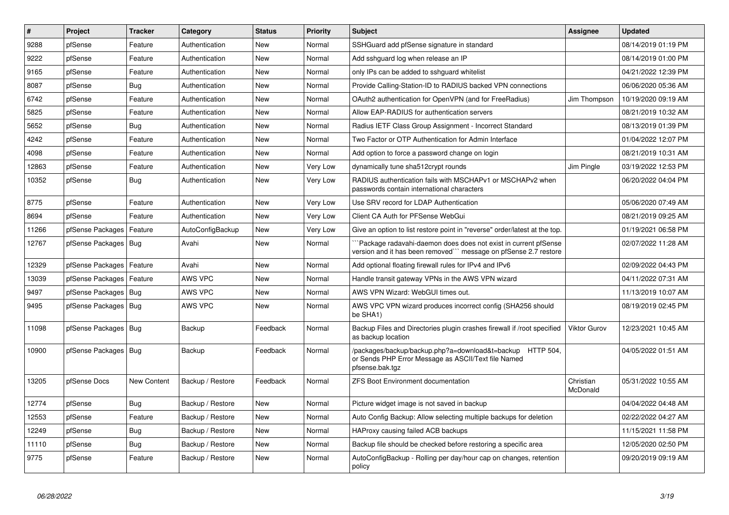| # | Project | Tracker | Category | Status | Priority | Subject | Assignee | Updated |
|---|---|---|---|---|---|---|---|---|
| 9288 | pfSense | Feature | Authentication | New | Normal | SSHGuard add pfSense signature in standard | | 08/14/2019 01:19 PM |
| 9222 | pfSense | Feature | Authentication | New | Normal | Add sshguard log when release an IP | | 08/14/2019 01:00 PM |
| 9165 | pfSense | Feature | Authentication | New | Normal | only IPs can be added to sshguard whitelist | | 04/21/2022 12:39 PM |
| 8087 | pfSense | Bug | Authentication | New | Normal | Provide Calling-Station-ID to RADIUS backed VPN connections | | 06/06/2020 05:36 AM |
| 6742 | pfSense | Feature | Authentication | New | Normal | OAuth2 authentication for OpenVPN (and for FreeRadius) | Jim Thompson | 10/19/2020 09:19 AM |
| 5825 | pfSense | Feature | Authentication | New | Normal | Allow EAP-RADIUS for authentication servers | | 08/21/2019 10:32 AM |
| 5652 | pfSense | Bug | Authentication | New | Normal | Radius IETF Class Group Assignment - Incorrect Standard | | 08/13/2019 01:39 PM |
| 4242 | pfSense | Feature | Authentication | New | Normal | Two Factor or OTP Authentication for Admin Interface | | 01/04/2022 12:07 PM |
| 4098 | pfSense | Feature | Authentication | New | Normal | Add option to force a password change on login | | 08/21/2019 10:31 AM |
| 12863 | pfSense | Feature | Authentication | New | Very Low | dynamically tune sha512crypt rounds | Jim Pingle | 03/19/2022 12:53 PM |
| 10352 | pfSense | Bug | Authentication | New | Very Low | RADIUS authentication fails with MSCHAPv1 or MSCHAPv2 when passwords contain international characters | | 06/20/2022 04:04 PM |
| 8775 | pfSense | Feature | Authentication | New | Very Low | Use SRV record for LDAP Authentication | | 05/06/2020 07:49 AM |
| 8694 | pfSense | Feature | Authentication | New | Very Low | Client CA Auth for PFSense WebGui | | 08/21/2019 09:25 AM |
| 11266 | pfSense Packages | Feature | AutoConfigBackup | New | Very Low | Give an option to list restore point in "reverse" order/latest at the top. | | 01/19/2021 06:58 PM |
| 12767 | pfSense Packages | Bug | Avahi | New | Normal | ```Package radavahi-daemon does does not exist in current pfSense version and it has been removed``` message on pfSense 2.7 restore | | 02/07/2022 11:28 AM |
| 12329 | pfSense Packages | Feature | Avahi | New | Normal | Add optional floating firewall rules for IPv4 and IPv6 | | 02/09/2022 04:43 PM |
| 13039 | pfSense Packages | Feature | AWS VPC | New | Normal | Handle transit gateway VPNs in the AWS VPN wizard | | 04/11/2022 07:31 AM |
| 9497 | pfSense Packages | Bug | AWS VPC | New | Normal | AWS VPN Wizard: WebGUI times out. | | 11/13/2019 10:07 AM |
| 9495 | pfSense Packages | Bug | AWS VPC | New | Normal | AWS VPC VPN wizard produces incorrect config (SHA256 should be SHA1) | | 08/19/2019 02:45 PM |
| 11098 | pfSense Packages | Bug | Backup | Feedback | Normal | Backup Files and Directories plugin crashes firewall if /root specified as backup location | Viktor Gurov | 12/23/2021 10:45 AM |
| 10900 | pfSense Packages | Bug | Backup | Feedback | Normal | /packages/backup/backup.php?a=download&t=backup HTTP 504, or Sends PHP Error Message as ASCII/Text file Named pfsense.bak.tgz | | 04/05/2022 01:51 AM |
| 13205 | pfSense Docs | New Content | Backup / Restore | Feedback | Normal | ZFS Boot Environment documentation | Christian McDonald | 05/31/2022 10:55 AM |
| 12774 | pfSense | Bug | Backup / Restore | New | Normal | Picture widget image is not saved in backup | | 04/04/2022 04:48 AM |
| 12553 | pfSense | Feature | Backup / Restore | New | Normal | Auto Config Backup: Allow selecting multiple backups for deletion | | 02/22/2022 04:27 AM |
| 12249 | pfSense | Bug | Backup / Restore | New | Normal | HAProxy causing failed ACB backups | | 11/15/2021 11:58 PM |
| 11110 | pfSense | Bug | Backup / Restore | New | Normal | Backup file should be checked before restoring a specific area | | 12/05/2020 02:50 PM |
| 9775 | pfSense | Feature | Backup / Restore | New | Normal | AutoConfigBackup - Rolling per day/hour cap on changes, retention policy | | 09/20/2019 09:19 AM |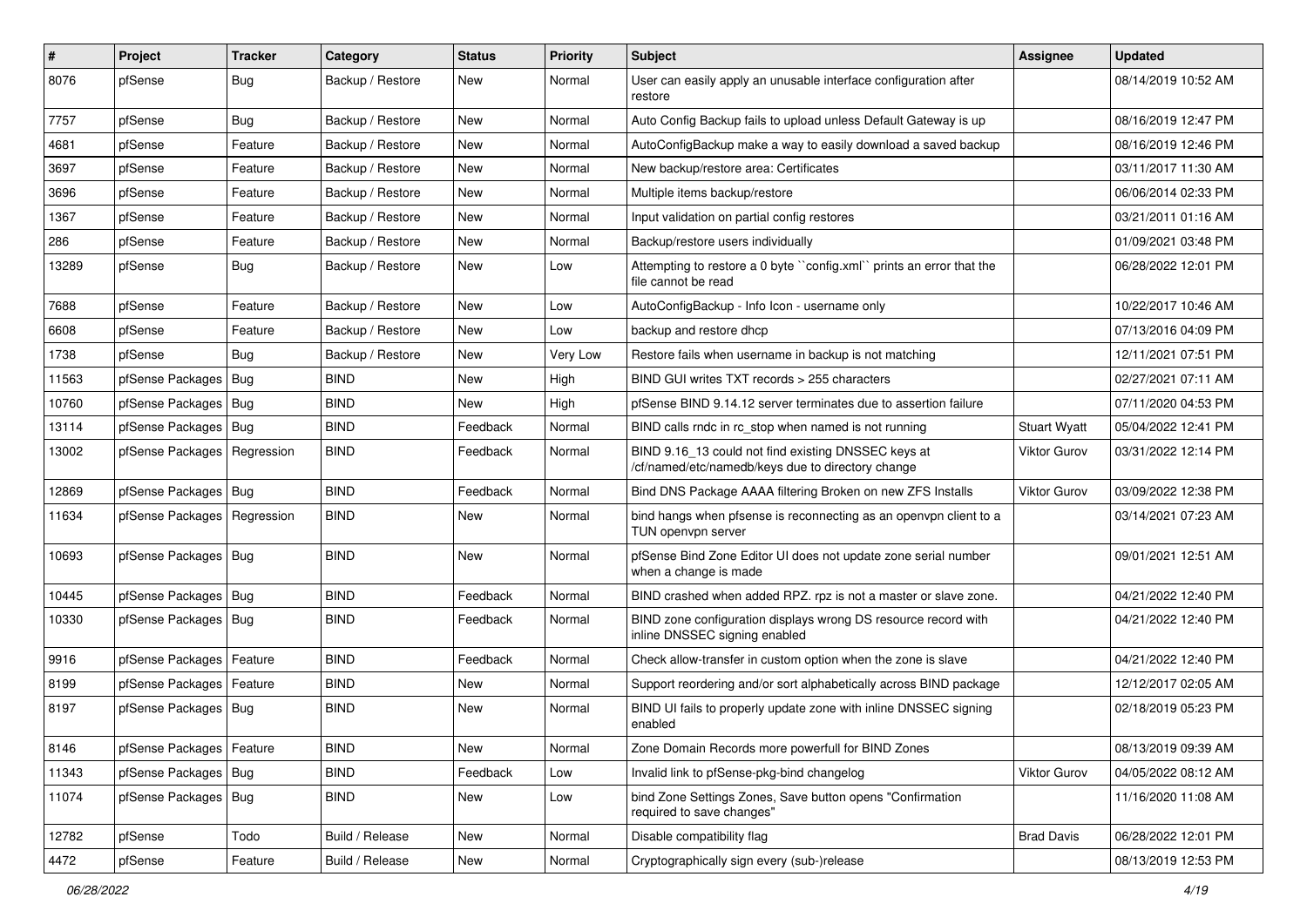| # | Project | Tracker | Category | Status | Priority | Subject | Assignee | Updated |
|---|---|---|---|---|---|---|---|---|
| 8076 | pfSense | Bug | Backup / Restore | New | Normal | User can easily apply an unusable interface configuration after restore | | 08/14/2019 10:52 AM |
| 7757 | pfSense | Bug | Backup / Restore | New | Normal | Auto Config Backup fails to upload unless Default Gateway is up | | 08/16/2019 12:47 PM |
| 4681 | pfSense | Feature | Backup / Restore | New | Normal | AutoConfigBackup make a way to easily download a saved backup | | 08/16/2019 12:46 PM |
| 3697 | pfSense | Feature | Backup / Restore | New | Normal | New backup/restore area: Certificates | | 03/11/2017 11:30 AM |
| 3696 | pfSense | Feature | Backup / Restore | New | Normal | Multiple items backup/restore | | 06/06/2014 02:33 PM |
| 1367 | pfSense | Feature | Backup / Restore | New | Normal | Input validation on partial config restores | | 03/21/2011 01:16 AM |
| 286 | pfSense | Feature | Backup / Restore | New | Normal | Backup/restore users individually | | 01/09/2021 03:48 PM |
| 13289 | pfSense | Bug | Backup / Restore | New | Low | Attempting to restore a 0 byte ``config.xml`` prints an error that the file cannot be read | | 06/28/2022 12:01 PM |
| 7688 | pfSense | Feature | Backup / Restore | New | Low | AutoConfigBackup - Info Icon - username only | | 10/22/2017 10:46 AM |
| 6608 | pfSense | Feature | Backup / Restore | New | Low | backup and restore dhcp | | 07/13/2016 04:09 PM |
| 1738 | pfSense | Bug | Backup / Restore | New | Very Low | Restore fails when username in backup is not matching | | 12/11/2021 07:51 PM |
| 11563 | pfSense Packages | Bug | BIND | New | High | BIND GUI writes TXT records > 255 characters | | 02/27/2021 07:11 AM |
| 10760 | pfSense Packages | Bug | BIND | New | High | pfSense BIND 9.14.12 server terminates due to assertion failure | | 07/11/2020 04:53 PM |
| 13114 | pfSense Packages | Bug | BIND | Feedback | Normal | BIND calls rndc in rc_stop when named is not running | Stuart Wyatt | 05/04/2022 12:41 PM |
| 13002 | pfSense Packages | Regression | BIND | Feedback | Normal | BIND 9.16_13 could not find existing DNSSEC keys at /cf/named/etc/namedb/keys due to directory change | Viktor Gurov | 03/31/2022 12:14 PM |
| 12869 | pfSense Packages | Bug | BIND | Feedback | Normal | Bind DNS Package AAAA filtering Broken on new ZFS Installs | Viktor Gurov | 03/09/2022 12:38 PM |
| 11634 | pfSense Packages | Regression | BIND | New | Normal | bind hangs when pfsense is reconnecting as an openvpn client to a TUN openvpn server | | 03/14/2021 07:23 AM |
| 10693 | pfSense Packages | Bug | BIND | New | Normal | pfSense Bind Zone Editor UI does not update zone serial number when a change is made | | 09/01/2021 12:51 AM |
| 10445 | pfSense Packages | Bug | BIND | Feedback | Normal | BIND crashed when added RPZ. rpz is not a master or slave zone. | | 04/21/2022 12:40 PM |
| 10330 | pfSense Packages | Bug | BIND | Feedback | Normal | BIND zone configuration displays wrong DS resource record with inline DNSSEC signing enabled | | 04/21/2022 12:40 PM |
| 9916 | pfSense Packages | Feature | BIND | Feedback | Normal | Check allow-transfer in custom option when the zone is slave | | 04/21/2022 12:40 PM |
| 8199 | pfSense Packages | Feature | BIND | New | Normal | Support reordering and/or sort alphabetically across BIND package | | 12/12/2017 02:05 AM |
| 8197 | pfSense Packages | Bug | BIND | New | Normal | BIND UI fails to properly update zone with inline DNSSEC signing enabled | | 02/18/2019 05:23 PM |
| 8146 | pfSense Packages | Feature | BIND | New | Normal | Zone Domain Records more powerfull for BIND Zones | | 08/13/2019 09:39 AM |
| 11343 | pfSense Packages | Bug | BIND | Feedback | Low | Invalid link to pfSense-pkg-bind changelog | Viktor Gurov | 04/05/2022 08:12 AM |
| 11074 | pfSense Packages | Bug | BIND | New | Low | bind Zone Settings Zones, Save button opens "Confirmation required to save changes" | | 11/16/2020 11:08 AM |
| 12782 | pfSense | Todo | Build / Release | New | Normal | Disable compatibility flag | Brad Davis | 06/28/2022 12:01 PM |
| 4472 | pfSense | Feature | Build / Release | New | Normal | Cryptographically sign every (sub-)release | | 08/13/2019 12:53 PM |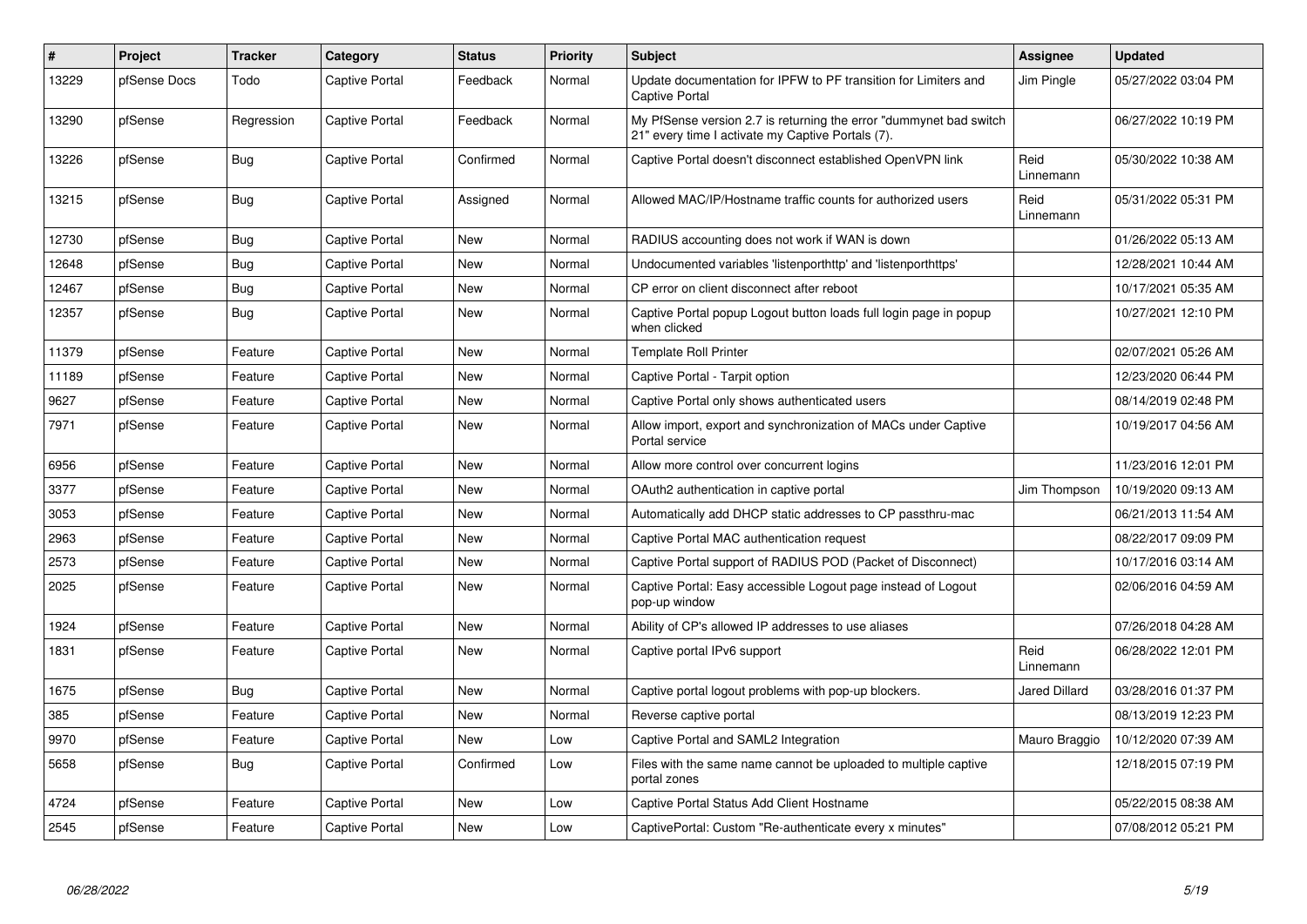| # | Project | Tracker | Category | Status | Priority | Subject | Assignee | Updated |
|---|---|---|---|---|---|---|---|---|
| 13229 | pfSense Docs | Todo | Captive Portal | Feedback | Normal | Update documentation for IPFW to PF transition for Limiters and Captive Portal | Jim Pingle | 05/27/2022 03:04 PM |
| 13290 | pfSense | Regression | Captive Portal | Feedback | Normal | My PfSense version 2.7 is returning the error "dummynet bad switch 21" every time I activate my Captive Portals (7). | | 06/27/2022 10:19 PM |
| 13226 | pfSense | Bug | Captive Portal | Confirmed | Normal | Captive Portal doesn't disconnect established OpenVPN link | Reid Linnemann | 05/30/2022 10:38 AM |
| 13215 | pfSense | Bug | Captive Portal | Assigned | Normal | Allowed MAC/IP/Hostname traffic counts for authorized users | Reid Linnemann | 05/31/2022 05:31 PM |
| 12730 | pfSense | Bug | Captive Portal | New | Normal | RADIUS accounting does not work if WAN is down | | 01/26/2022 05:13 AM |
| 12648 | pfSense | Bug | Captive Portal | New | Normal | Undocumented variables 'listenporthttp' and 'listenporthttps' | | 12/28/2021 10:44 AM |
| 12467 | pfSense | Bug | Captive Portal | New | Normal | CP error on client disconnect after reboot | | 10/17/2021 05:35 AM |
| 12357 | pfSense | Bug | Captive Portal | New | Normal | Captive Portal popup Logout button loads full login page in popup when clicked | | 10/27/2021 12:10 PM |
| 11379 | pfSense | Feature | Captive Portal | New | Normal | Template Roll Printer | | 02/07/2021 05:26 AM |
| 11189 | pfSense | Feature | Captive Portal | New | Normal | Captive Portal - Tarpit option | | 12/23/2020 06:44 PM |
| 9627 | pfSense | Feature | Captive Portal | New | Normal | Captive Portal only shows authenticated users | | 08/14/2019 02:48 PM |
| 7971 | pfSense | Feature | Captive Portal | New | Normal | Allow import, export and synchronization of MACs under Captive Portal service | | 10/19/2017 04:56 AM |
| 6956 | pfSense | Feature | Captive Portal | New | Normal | Allow more control over concurrent logins | | 11/23/2016 12:01 PM |
| 3377 | pfSense | Feature | Captive Portal | New | Normal | OAuth2 authentication in captive portal | Jim Thompson | 10/19/2020 09:13 AM |
| 3053 | pfSense | Feature | Captive Portal | New | Normal | Automatically add DHCP static addresses to CP passthru-mac | | 06/21/2013 11:54 AM |
| 2963 | pfSense | Feature | Captive Portal | New | Normal | Captive Portal MAC authentication request | | 08/22/2017 09:09 PM |
| 2573 | pfSense | Feature | Captive Portal | New | Normal | Captive Portal support of RADIUS POD (Packet of Disconnect) | | 10/17/2016 03:14 AM |
| 2025 | pfSense | Feature | Captive Portal | New | Normal | Captive Portal: Easy accessible Logout page instead of Logout pop-up window | | 02/06/2016 04:59 AM |
| 1924 | pfSense | Feature | Captive Portal | New | Normal | Ability of CP's allowed IP addresses to use aliases | | 07/26/2018 04:28 AM |
| 1831 | pfSense | Feature | Captive Portal | New | Normal | Captive portal IPv6 support | Reid Linnemann | 06/28/2022 12:01 PM |
| 1675 | pfSense | Bug | Captive Portal | New | Normal | Captive portal logout problems with pop-up blockers. | Jared Dillard | 03/28/2016 01:37 PM |
| 385 | pfSense | Feature | Captive Portal | New | Normal | Reverse captive portal | | 08/13/2019 12:23 PM |
| 9970 | pfSense | Feature | Captive Portal | New | Low | Captive Portal and SAML2 Integration | Mauro Braggio | 10/12/2020 07:39 AM |
| 5658 | pfSense | Bug | Captive Portal | Confirmed | Low | Files with the same name cannot be uploaded to multiple captive portal zones | | 12/18/2015 07:19 PM |
| 4724 | pfSense | Feature | Captive Portal | New | Low | Captive Portal Status Add Client Hostname | | 05/22/2015 08:38 AM |
| 2545 | pfSense | Feature | Captive Portal | New | Low | CaptivePortal: Custom "Re-authenticate every x minutes" | | 07/08/2012 05:21 PM |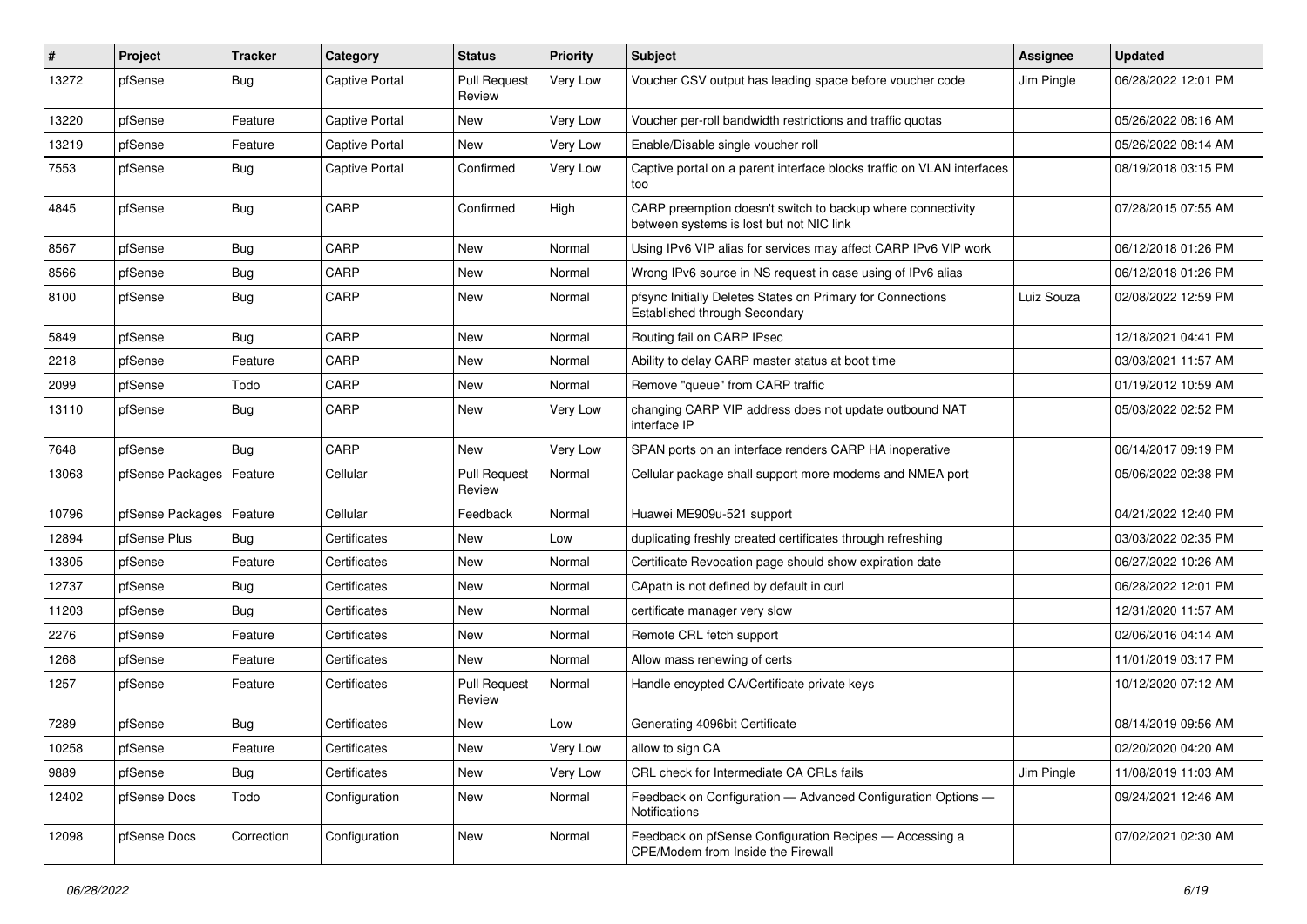| # | Project | Tracker | Category | Status | Priority | Subject | Assignee | Updated |
|---|---|---|---|---|---|---|---|---|
| 13272 | pfSense | Bug | Captive Portal | Pull Request Review | Very Low | Voucher CSV output has leading space before voucher code | Jim Pingle | 06/28/2022 12:01 PM |
| 13220 | pfSense | Feature | Captive Portal | New | Very Low | Voucher per-roll bandwidth restrictions and traffic quotas | | 05/26/2022 08:16 AM |
| 13219 | pfSense | Feature | Captive Portal | New | Very Low | Enable/Disable single voucher roll | | 05/26/2022 08:14 AM |
| 7553 | pfSense | Bug | Captive Portal | Confirmed | Very Low | Captive portal on a parent interface blocks traffic on VLAN interfaces too | | 08/19/2018 03:15 PM |
| 4845 | pfSense | Bug | CARP | Confirmed | High | CARP preemption doesn't switch to backup where connectivity between systems is lost but not NIC link | | 07/28/2015 07:55 AM |
| 8567 | pfSense | Bug | CARP | New | Normal | Using IPv6 VIP alias for services may affect CARP IPv6 VIP work | | 06/12/2018 01:26 PM |
| 8566 | pfSense | Bug | CARP | New | Normal | Wrong IPv6 source in NS request in case using of IPv6 alias | | 06/12/2018 01:26 PM |
| 8100 | pfSense | Bug | CARP | New | Normal | pfsync Initially Deletes States on Primary for Connections Established through Secondary | Luiz Souza | 02/08/2022 12:59 PM |
| 5849 | pfSense | Bug | CARP | New | Normal | Routing fail on CARP IPsec | | 12/18/2021 04:41 PM |
| 2218 | pfSense | Feature | CARP | New | Normal | Ability to delay CARP master status at boot time | | 03/03/2021 11:57 AM |
| 2099 | pfSense | Todo | CARP | New | Normal | Remove "queue" from CARP traffic | | 01/19/2012 10:59 AM |
| 13110 | pfSense | Bug | CARP | New | Very Low | changing CARP VIP address does not update outbound NAT interface IP | | 05/03/2022 02:52 PM |
| 7648 | pfSense | Bug | CARP | New | Very Low | SPAN ports on an interface renders CARP HA inoperative | | 06/14/2017 09:19 PM |
| 13063 | pfSense Packages | Feature | Cellular | Pull Request Review | Normal | Cellular package shall support more modems and NMEA port | | 05/06/2022 02:38 PM |
| 10796 | pfSense Packages | Feature | Cellular | Feedback | Normal | Huawei ME909u-521 support | | 04/21/2022 12:40 PM |
| 12894 | pfSense Plus | Bug | Certificates | New | Low | duplicating freshly created certificates through refreshing | | 03/03/2022 02:35 PM |
| 13305 | pfSense | Feature | Certificates | New | Normal | Certificate Revocation page should show expiration date | | 06/27/2022 10:26 AM |
| 12737 | pfSense | Bug | Certificates | New | Normal | CApath is not defined by default in curl | | 06/28/2022 12:01 PM |
| 11203 | pfSense | Bug | Certificates | New | Normal | certificate manager very slow | | 12/31/2020 11:57 AM |
| 2276 | pfSense | Feature | Certificates | New | Normal | Remote CRL fetch support | | 02/06/2016 04:14 AM |
| 1268 | pfSense | Feature | Certificates | New | Normal | Allow mass renewing of certs | | 11/01/2019 03:17 PM |
| 1257 | pfSense | Feature | Certificates | Pull Request Review | Normal | Handle encypted CA/Certificate private keys | | 10/12/2020 07:12 AM |
| 7289 | pfSense | Bug | Certificates | New | Low | Generating 4096bit Certificate | | 08/14/2019 09:56 AM |
| 10258 | pfSense | Feature | Certificates | New | Very Low | allow to sign CA | | 02/20/2020 04:20 AM |
| 9889 | pfSense | Bug | Certificates | New | Very Low | CRL check for Intermediate CA CRLs fails | Jim Pingle | 11/08/2019 11:03 AM |
| 12402 | pfSense Docs | Todo | Configuration | New | Normal | Feedback on Configuration — Advanced Configuration Options — Notifications | | 09/24/2021 12:46 AM |
| 12098 | pfSense Docs | Correction | Configuration | New | Normal | Feedback on pfSense Configuration Recipes — Accessing a CPE/Modem from Inside the Firewall | | 07/02/2021 02:30 AM |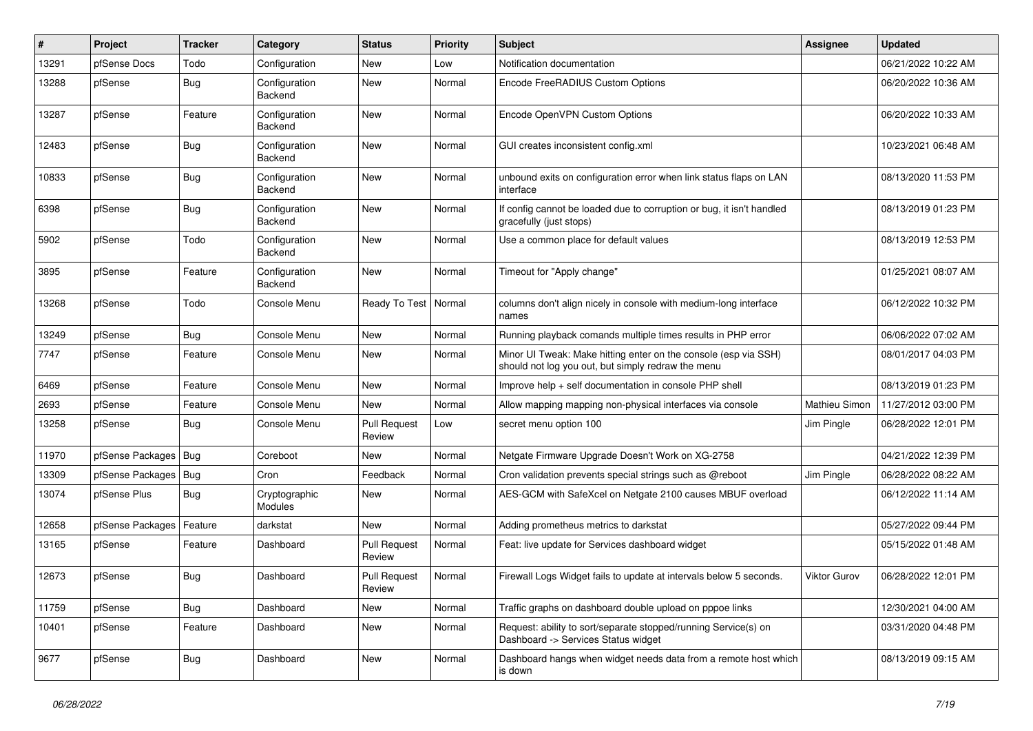| # | Project | Tracker | Category | Status | Priority | Subject | Assignee | Updated |
|---|---|---|---|---|---|---|---|---|
| 13291 | pfSense Docs | Todo | Configuration | New | Low | Notification documentation | | 06/21/2022 10:22 AM |
| 13288 | pfSense | Bug | Configuration Backend | New | Normal | Encode FreeRADIUS Custom Options | | 06/20/2022 10:36 AM |
| 13287 | pfSense | Feature | Configuration Backend | New | Normal | Encode OpenVPN Custom Options | | 06/20/2022 10:33 AM |
| 12483 | pfSense | Bug | Configuration Backend | New | Normal | GUI creates inconsistent config.xml | | 10/23/2021 06:48 AM |
| 10833 | pfSense | Bug | Configuration Backend | New | Normal | unbound exits on configuration error when link status flaps on LAN interface | | 08/13/2020 11:53 PM |
| 6398 | pfSense | Bug | Configuration Backend | New | Normal | If config cannot be loaded due to corruption or bug, it isn't handled gracefully (just stops) | | 08/13/2019 01:23 PM |
| 5902 | pfSense | Todo | Configuration Backend | New | Normal | Use a common place for default values | | 08/13/2019 12:53 PM |
| 3895 | pfSense | Feature | Configuration Backend | New | Normal | Timeout for "Apply change" | | 01/25/2021 08:07 AM |
| 13268 | pfSense | Todo | Console Menu | Ready To Test | Normal | columns don't align nicely in console with medium-long interface names | | 06/12/2022 10:32 PM |
| 13249 | pfSense | Bug | Console Menu | New | Normal | Running playback comands multiple times results in PHP error | | 06/06/2022 07:02 AM |
| 7747 | pfSense | Feature | Console Menu | New | Normal | Minor UI Tweak: Make hitting enter on the console (esp via SSH) should not log you out, but simply redraw the menu | | 08/01/2017 04:03 PM |
| 6469 | pfSense | Feature | Console Menu | New | Normal | Improve help + self documentation in console PHP shell | | 08/13/2019 01:23 PM |
| 2693 | pfSense | Feature | Console Menu | New | Normal | Allow mapping mapping non-physical interfaces via console | Mathieu Simon | 11/27/2012 03:00 PM |
| 13258 | pfSense | Bug | Console Menu | Pull Request Review | Low | secret menu option 100 | Jim Pingle | 06/28/2022 12:01 PM |
| 11970 | pfSense Packages | Bug | Coreboot | New | Normal | Netgate Firmware Upgrade Doesn't Work on XG-2758 | | 04/21/2022 12:39 PM |
| 13309 | pfSense Packages | Bug | Cron | Feedback | Normal | Cron validation prevents special strings such as @reboot | Jim Pingle | 06/28/2022 08:22 AM |
| 13074 | pfSense Plus | Bug | Cryptographic Modules | New | Normal | AES-GCM with SafeXcel on Netgate 2100 causes MBUF overload | | 06/12/2022 11:14 AM |
| 12658 | pfSense Packages | Feature | darkstat | New | Normal | Adding prometheus metrics to darkstat | | 05/27/2022 09:44 PM |
| 13165 | pfSense | Feature | Dashboard | Pull Request Review | Normal | Feat: live update for Services dashboard widget | | 05/15/2022 01:48 AM |
| 12673 | pfSense | Bug | Dashboard | Pull Request Review | Normal | Firewall Logs Widget fails to update at intervals below 5 seconds. | Viktor Gurov | 06/28/2022 12:01 PM |
| 11759 | pfSense | Bug | Dashboard | New | Normal | Traffic graphs on dashboard double upload on pppoe links | | 12/30/2021 04:00 AM |
| 10401 | pfSense | Feature | Dashboard | New | Normal | Request: ability to sort/separate stopped/running Service(s) on Dashboard -> Services Status widget | | 03/31/2020 04:48 PM |
| 9677 | pfSense | Bug | Dashboard | New | Normal | Dashboard hangs when widget needs data from a remote host which is down | | 08/13/2019 09:15 AM |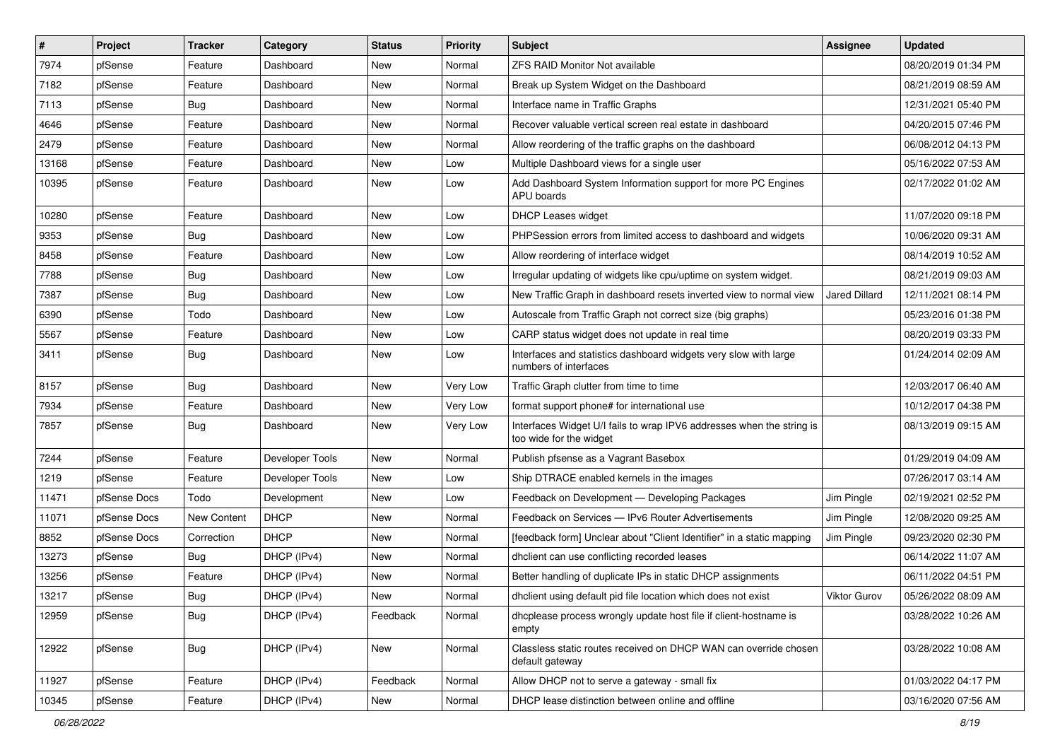| # | Project | Tracker | Category | Status | Priority | Subject | Assignee | Updated |
|---|---|---|---|---|---|---|---|---|
| 7974 | pfSense | Feature | Dashboard | New | Normal | ZFS RAID Monitor Not available | | 08/20/2019 01:34 PM |
| 7182 | pfSense | Feature | Dashboard | New | Normal | Break up System Widget on the Dashboard | | 08/21/2019 08:59 AM |
| 7113 | pfSense | Bug | Dashboard | New | Normal | Interface name in Traffic Graphs | | 12/31/2021 05:40 PM |
| 4646 | pfSense | Feature | Dashboard | New | Normal | Recover valuable vertical screen real estate in dashboard | | 04/20/2015 07:46 PM |
| 2479 | pfSense | Feature | Dashboard | New | Normal | Allow reordering of the traffic graphs on the dashboard | | 06/08/2012 04:13 PM |
| 13168 | pfSense | Feature | Dashboard | New | Low | Multiple Dashboard views for a single user | | 05/16/2022 07:53 AM |
| 10395 | pfSense | Feature | Dashboard | New | Low | Add Dashboard System Information support for more PC Engines APU boards | | 02/17/2022 01:02 AM |
| 10280 | pfSense | Feature | Dashboard | New | Low | DHCP Leases widget | | 11/07/2020 09:18 PM |
| 9353 | pfSense | Bug | Dashboard | New | Low | PHPSession errors from limited access to dashboard and widgets | | 10/06/2020 09:31 AM |
| 8458 | pfSense | Feature | Dashboard | New | Low | Allow reordering of interface widget | | 08/14/2019 10:52 AM |
| 7788 | pfSense | Bug | Dashboard | New | Low | Irregular updating of widgets like cpu/uptime on system widget. | | 08/21/2019 09:03 AM |
| 7387 | pfSense | Bug | Dashboard | New | Low | New Traffic Graph in dashboard resets inverted view to normal view | Jared Dillard | 12/11/2021 08:14 PM |
| 6390 | pfSense | Todo | Dashboard | New | Low | Autoscale from Traffic Graph not correct size (big graphs) | | 05/23/2016 01:38 PM |
| 5567 | pfSense | Feature | Dashboard | New | Low | CARP status widget does not update in real time | | 08/20/2019 03:33 PM |
| 3411 | pfSense | Bug | Dashboard | New | Low | Interfaces and statistics dashboard widgets very slow with large numbers of interfaces | | 01/24/2014 02:09 AM |
| 8157 | pfSense | Bug | Dashboard | New | Very Low | Traffic Graph clutter from time to time | | 12/03/2017 06:40 AM |
| 7934 | pfSense | Feature | Dashboard | New | Very Low | format support phone# for international use | | 10/12/2017 04:38 PM |
| 7857 | pfSense | Bug | Dashboard | New | Very Low | Interfaces Widget U/I fails to wrap IPV6 addresses when the string is too wide for the widget | | 08/13/2019 09:15 AM |
| 7244 | pfSense | Feature | Developer Tools | New | Normal | Publish pfsense as a Vagrant Basebox | | 01/29/2019 04:09 AM |
| 1219 | pfSense | Feature | Developer Tools | New | Low | Ship DTRACE enabled kernels in the images | | 07/26/2017 03:14 AM |
| 11471 | pfSense Docs | Todo | Development | New | Low | Feedback on Development — Developing Packages | Jim Pingle | 02/19/2021 02:52 PM |
| 11071 | pfSense Docs | New Content | DHCP | New | Normal | Feedback on Services — IPv6 Router Advertisements | Jim Pingle | 12/08/2020 09:25 AM |
| 8852 | pfSense Docs | Correction | DHCP | New | Normal | [feedback form] Unclear about "Client Identifier" in a static mapping | Jim Pingle | 09/23/2020 02:30 PM |
| 13273 | pfSense | Bug | DHCP (IPv4) | New | Normal | dhclient can use conflicting recorded leases | | 06/14/2022 11:07 AM |
| 13256 | pfSense | Feature | DHCP (IPv4) | New | Normal | Better handling of duplicate IPs in static DHCP assignments | | 06/11/2022 04:51 PM |
| 13217 | pfSense | Bug | DHCP (IPv4) | New | Normal | dhclient using default pid file location which does not exist | Viktor Gurov | 05/26/2022 08:09 AM |
| 12959 | pfSense | Bug | DHCP (IPv4) | Feedback | Normal | dhcplease process wrongly update host file if client-hostname is empty | | 03/28/2022 10:26 AM |
| 12922 | pfSense | Bug | DHCP (IPv4) | New | Normal | Classless static routes received on DHCP WAN can override chosen default gateway | | 03/28/2022 10:08 AM |
| 11927 | pfSense | Feature | DHCP (IPv4) | Feedback | Normal | Allow DHCP not to serve a gateway - small fix | | 01/03/2022 04:17 PM |
| 10345 | pfSense | Feature | DHCP (IPv4) | New | Normal | DHCP lease distinction between online and offline | | 03/16/2020 07:56 AM |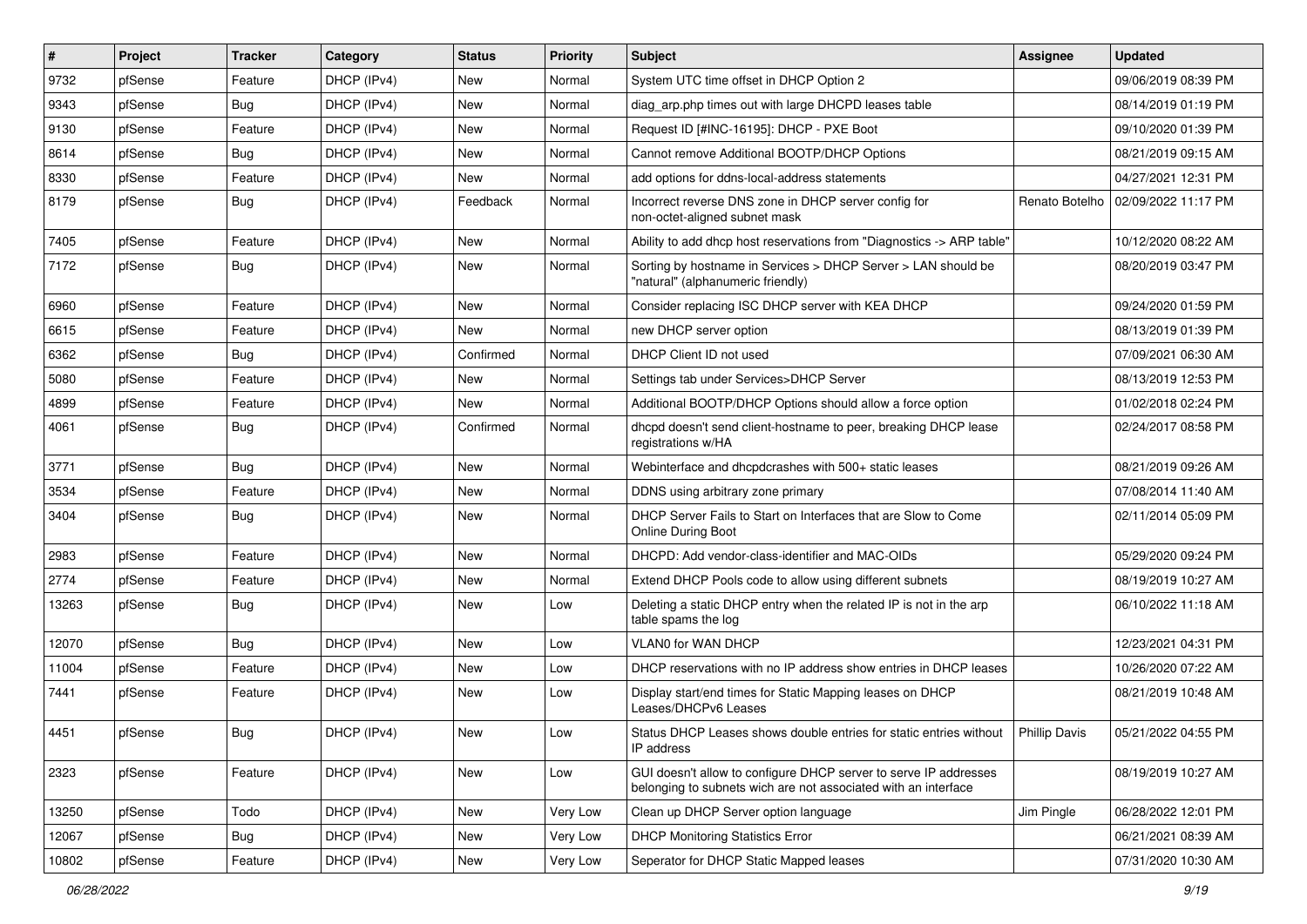| # | Project | Tracker | Category | Status | Priority | Subject | Assignee | Updated |
|---|---|---|---|---|---|---|---|---|
| 9732 | pfSense | Feature | DHCP (IPv4) | New | Normal | System UTC time offset in DHCP Option 2 | | 09/06/2019 08:39 PM |
| 9343 | pfSense | Bug | DHCP (IPv4) | New | Normal | diag_arp.php times out with large DHCPD leases table | | 08/14/2019 01:19 PM |
| 9130 | pfSense | Feature | DHCP (IPv4) | New | Normal | Request ID [#INC-16195]: DHCP - PXE Boot | | 09/10/2020 01:39 PM |
| 8614 | pfSense | Bug | DHCP (IPv4) | New | Normal | Cannot remove Additional BOOTP/DHCP Options | | 08/21/2019 09:15 AM |
| 8330 | pfSense | Feature | DHCP (IPv4) | New | Normal | add options for ddns-local-address statements | | 04/27/2021 12:31 PM |
| 8179 | pfSense | Bug | DHCP (IPv4) | Feedback | Normal | Incorrect reverse DNS zone in DHCP server config for non-octet-aligned subnet mask | Renato Botelho | 02/09/2022 11:17 PM |
| 7405 | pfSense | Feature | DHCP (IPv4) | New | Normal | Ability to add dhcp host reservations from "Diagnostics -> ARP table" | | 10/12/2020 08:22 AM |
| 7172 | pfSense | Bug | DHCP (IPv4) | New | Normal | Sorting by hostname in Services > DHCP Server > LAN should be "natural" (alphanumeric friendly) | | 08/20/2019 03:47 PM |
| 6960 | pfSense | Feature | DHCP (IPv4) | New | Normal | Consider replacing ISC DHCP server with KEA DHCP | | 09/24/2020 01:59 PM |
| 6615 | pfSense | Feature | DHCP (IPv4) | New | Normal | new DHCP server option | | 08/13/2019 01:39 PM |
| 6362 | pfSense | Bug | DHCP (IPv4) | Confirmed | Normal | DHCP Client ID not used | | 07/09/2021 06:30 AM |
| 5080 | pfSense | Feature | DHCP (IPv4) | New | Normal | Settings tab under Services>DHCP Server | | 08/13/2019 12:53 PM |
| 4899 | pfSense | Feature | DHCP (IPv4) | New | Normal | Additional BOOTP/DHCP Options should allow a force option | | 01/02/2018 02:24 PM |
| 4061 | pfSense | Bug | DHCP (IPv4) | Confirmed | Normal | dhcpd doesn't send client-hostname to peer, breaking DHCP lease registrations w/HA | | 02/24/2017 08:58 PM |
| 3771 | pfSense | Bug | DHCP (IPv4) | New | Normal | Webinterface and dhcpdcrashes with 500+ static leases | | 08/21/2019 09:26 AM |
| 3534 | pfSense | Feature | DHCP (IPv4) | New | Normal | DDNS using arbitrary zone primary | | 07/08/2014 11:40 AM |
| 3404 | pfSense | Bug | DHCP (IPv4) | New | Normal | DHCP Server Fails to Start on Interfaces that are Slow to Come Online During Boot | | 02/11/2014 05:09 PM |
| 2983 | pfSense | Feature | DHCP (IPv4) | New | Normal | DHCPD: Add vendor-class-identifier and MAC-OIDs | | 05/29/2020 09:24 PM |
| 2774 | pfSense | Feature | DHCP (IPv4) | New | Normal | Extend DHCP Pools code to allow using different subnets | | 08/19/2019 10:27 AM |
| 13263 | pfSense | Bug | DHCP (IPv4) | New | Low | Deleting a static DHCP entry when the related IP is not in the arp table spams the log | | 06/10/2022 11:18 AM |
| 12070 | pfSense | Bug | DHCP (IPv4) | New | Low | VLAN0 for WAN DHCP | | 12/23/2021 04:31 PM |
| 11004 | pfSense | Feature | DHCP (IPv4) | New | Low | DHCP reservations with no IP address show entries in DHCP leases | | 10/26/2020 07:22 AM |
| 7441 | pfSense | Feature | DHCP (IPv4) | New | Low | Display start/end times for Static Mapping leases on DHCP Leases/DHCPv6 Leases | | 08/21/2019 10:48 AM |
| 4451 | pfSense | Bug | DHCP (IPv4) | New | Low | Status DHCP Leases shows double entries for static entries without IP address | Phillip Davis | 05/21/2022 04:55 PM |
| 2323 | pfSense | Feature | DHCP (IPv4) | New | Low | GUI doesn't allow to configure DHCP server to serve IP addresses belonging to subnets wich are not associated with an interface | | 08/19/2019 10:27 AM |
| 13250 | pfSense | Todo | DHCP (IPv4) | New | Very Low | Clean up DHCP Server option language | Jim Pingle | 06/28/2022 12:01 PM |
| 12067 | pfSense | Bug | DHCP (IPv4) | New | Very Low | DHCP Monitoring Statistics Error | | 06/21/2021 08:39 AM |
| 10802 | pfSense | Feature | DHCP (IPv4) | New | Very Low | Seperator for DHCP Static Mapped leases | | 07/31/2020 10:30 AM |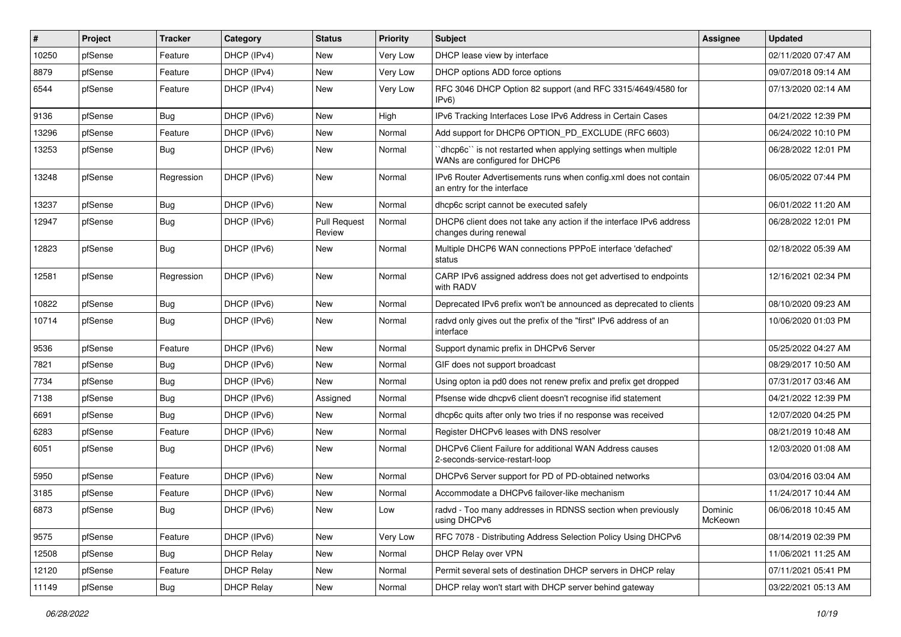| # | Project | Tracker | Category | Status | Priority | Subject | Assignee | Updated |
|---|---|---|---|---|---|---|---|---|
| 10250 | pfSense | Feature | DHCP (IPv4) | New | Very Low | DHCP lease view by interface | | 02/11/2020 07:47 AM |
| 8879 | pfSense | Feature | DHCP (IPv4) | New | Very Low | DHCP options ADD force options | | 09/07/2018 09:14 AM |
| 6544 | pfSense | Feature | DHCP (IPv4) | New | Very Low | RFC 3046 DHCP Option 82 support (and RFC 3315/4649/4580 for IPv6) | | 07/13/2020 02:14 AM |
| 9136 | pfSense | Bug | DHCP (IPv6) | New | High | IPv6 Tracking Interfaces Lose IPv6 Address in Certain Cases | | 04/21/2022 12:39 PM |
| 13296 | pfSense | Feature | DHCP (IPv6) | New | Normal | Add support for DHCP6 OPTION_PD_EXCLUDE (RFC 6603) | | 06/24/2022 10:10 PM |
| 13253 | pfSense | Bug | DHCP (IPv6) | New | Normal | ``dhcp6c`` is not restarted when applying settings when multiple WANs are configured for DHCP6 | | 06/28/2022 12:01 PM |
| 13248 | pfSense | Regression | DHCP (IPv6) | New | Normal | IPv6 Router Advertisements runs when config.xml does not contain an entry for the interface | | 06/05/2022 07:44 PM |
| 13237 | pfSense | Bug | DHCP (IPv6) | New | Normal | dhcp6c script cannot be executed safely | | 06/01/2022 11:20 AM |
| 12947 | pfSense | Bug | DHCP (IPv6) | Pull Request Review | Normal | DHCP6 client does not take any action if the interface IPv6 address changes during renewal | | 06/28/2022 12:01 PM |
| 12823 | pfSense | Bug | DHCP (IPv6) | New | Normal | Multiple DHCP6 WAN connections PPPoE interface 'defached' status | | 02/18/2022 05:39 AM |
| 12581 | pfSense | Regression | DHCP (IPv6) | New | Normal | CARP IPv6 assigned address does not get advertised to endpoints with RADV | | 12/16/2021 02:34 PM |
| 10822 | pfSense | Bug | DHCP (IPv6) | New | Normal | Deprecated IPv6 prefix won't be announced as deprecated to clients | | 08/10/2020 09:23 AM |
| 10714 | pfSense | Bug | DHCP (IPv6) | New | Normal | radvd only gives out the prefix of the "first" IPv6 address of an interface | | 10/06/2020 01:03 PM |
| 9536 | pfSense | Feature | DHCP (IPv6) | New | Normal | Support dynamic prefix in DHCPv6 Server | | 05/25/2022 04:27 AM |
| 7821 | pfSense | Bug | DHCP (IPv6) | New | Normal | GIF does not support broadcast | | 08/29/2017 10:50 AM |
| 7734 | pfSense | Bug | DHCP (IPv6) | New | Normal | Using opton ia pd0 does not renew prefix and prefix get dropped | | 07/31/2017 03:46 AM |
| 7138 | pfSense | Bug | DHCP (IPv6) | Assigned | Normal | Pfsense wide dhcpv6 client doesn't recognise ifid statement | | 04/21/2022 12:39 PM |
| 6691 | pfSense | Bug | DHCP (IPv6) | New | Normal | dhcp6c quits after only two tries if no response was received | | 12/07/2020 04:25 PM |
| 6283 | pfSense | Feature | DHCP (IPv6) | New | Normal | Register DHCPv6 leases with DNS resolver | | 08/21/2019 10:48 AM |
| 6051 | pfSense | Bug | DHCP (IPv6) | New | Normal | DHCPv6 Client Failure for additional WAN Address causes 2-seconds-service-restart-loop | | 12/03/2020 01:08 AM |
| 5950 | pfSense | Feature | DHCP (IPv6) | New | Normal | DHCPv6 Server support for PD of PD-obtained networks | | 03/04/2016 03:04 AM |
| 3185 | pfSense | Feature | DHCP (IPv6) | New | Normal | Accommodate a DHCPv6 failover-like mechanism | | 11/24/2017 10:44 AM |
| 6873 | pfSense | Bug | DHCP (IPv6) | New | Low | radvd - Too many addresses in RDNSS section when previously using DHCPv6 | Dominic McKeown | 06/06/2018 10:45 AM |
| 9575 | pfSense | Feature | DHCP (IPv6) | New | Very Low | RFC 7078 - Distributing Address Selection Policy Using DHCPv6 | | 08/14/2019 02:39 PM |
| 12508 | pfSense | Bug | DHCP Relay | New | Normal | DHCP Relay over VPN | | 11/06/2021 11:25 AM |
| 12120 | pfSense | Feature | DHCP Relay | New | Normal | Permit several sets of destination DHCP servers in DHCP relay | | 07/11/2021 05:41 PM |
| 11149 | pfSense | Bug | DHCP Relay | New | Normal | DHCP relay won't start with DHCP server behind gateway | | 03/22/2021 05:13 AM |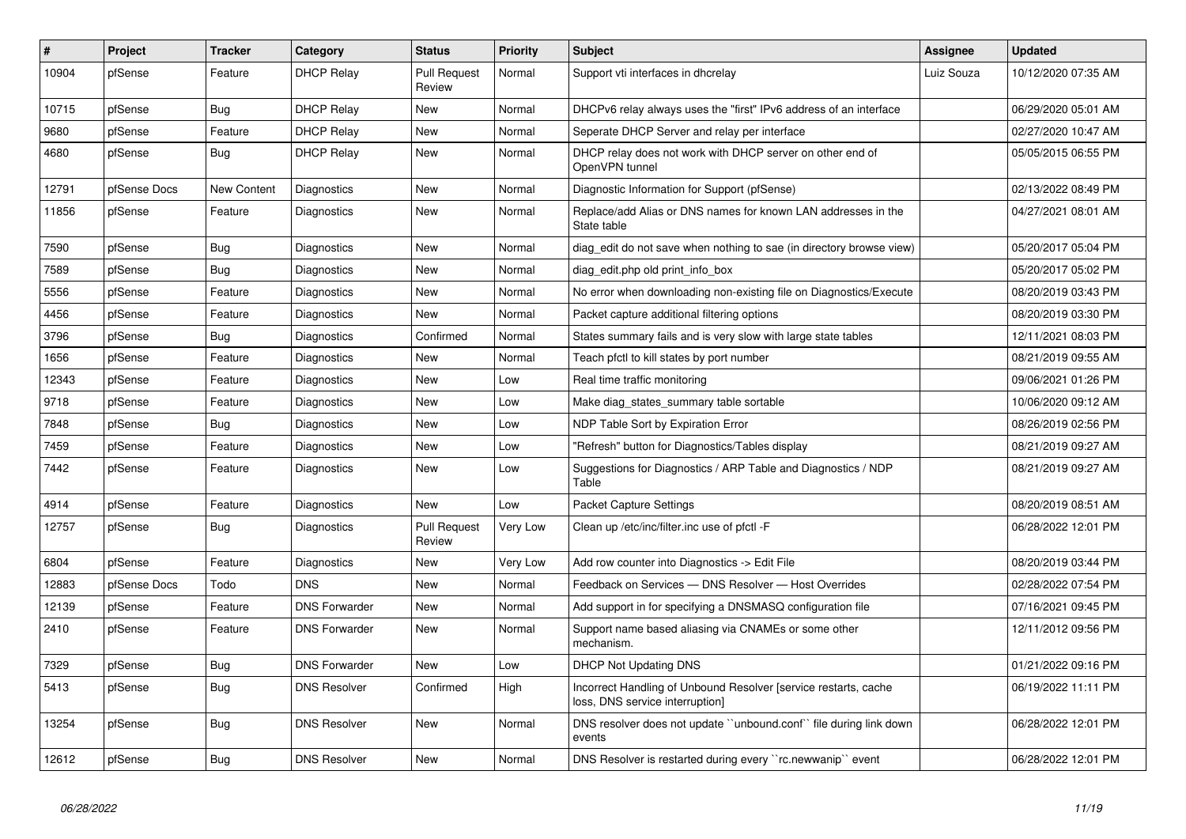| # | Project | Tracker | Category | Status | Priority | Subject | Assignee | Updated |
|---|---|---|---|---|---|---|---|---|
| 10904 | pfSense | Feature | DHCP Relay | Pull Request Review | Normal | Support vti interfaces in dhcrelay | Luiz Souza | 10/12/2020 07:35 AM |
| 10715 | pfSense | Bug | DHCP Relay | New | Normal | DHCPv6 relay always uses the "first" IPv6 address of an interface | | 06/29/2020 05:01 AM |
| 9680 | pfSense | Feature | DHCP Relay | New | Normal | Seperate DHCP Server and relay per interface | | 02/27/2020 10:47 AM |
| 4680 | pfSense | Bug | DHCP Relay | New | Normal | DHCP relay does not work with DHCP server on other end of OpenVPN tunnel | | 05/05/2015 06:55 PM |
| 12791 | pfSense Docs | New Content | Diagnostics | New | Normal | Diagnostic Information for Support (pfSense) | | 02/13/2022 08:49 PM |
| 11856 | pfSense | Feature | Diagnostics | New | Normal | Replace/add Alias or DNS names for known LAN addresses in the State table | | 04/27/2021 08:01 AM |
| 7590 | pfSense | Bug | Diagnostics | New | Normal | diag_edit do not save when nothing to sae (in directory browse view) | | 05/20/2017 05:04 PM |
| 7589 | pfSense | Bug | Diagnostics | New | Normal | diag_edit.php old print_info_box | | 05/20/2017 05:02 PM |
| 5556 | pfSense | Feature | Diagnostics | New | Normal | No error when downloading non-existing file on Diagnostics/Execute | | 08/20/2019 03:43 PM |
| 4456 | pfSense | Feature | Diagnostics | New | Normal | Packet capture additional filtering options | | 08/20/2019 03:30 PM |
| 3796 | pfSense | Bug | Diagnostics | Confirmed | Normal | States summary fails and is very slow with large state tables | | 12/11/2021 08:03 PM |
| 1656 | pfSense | Feature | Diagnostics | New | Normal | Teach pfctl to kill states by port number | | 08/21/2019 09:55 AM |
| 12343 | pfSense | Feature | Diagnostics | New | Low | Real time traffic monitoring | | 09/06/2021 01:26 PM |
| 9718 | pfSense | Feature | Diagnostics | New | Low | Make diag_states_summary table sortable | | 10/06/2020 09:12 AM |
| 7848 | pfSense | Bug | Diagnostics | New | Low | NDP Table Sort by Expiration Error | | 08/26/2019 02:56 PM |
| 7459 | pfSense | Feature | Diagnostics | New | Low | "Refresh" button for Diagnostics/Tables display | | 08/21/2019 09:27 AM |
| 7442 | pfSense | Feature | Diagnostics | New | Low | Suggestions for Diagnostics / ARP Table and Diagnostics / NDP Table | | 08/21/2019 09:27 AM |
| 4914 | pfSense | Feature | Diagnostics | New | Low | Packet Capture Settings | | 08/20/2019 08:51 AM |
| 12757 | pfSense | Bug | Diagnostics | Pull Request Review | Very Low | Clean up /etc/inc/filter.inc use of pfctl -F | | 06/28/2022 12:01 PM |
| 6804 | pfSense | Feature | Diagnostics | New | Very Low | Add row counter into Diagnostics -> Edit File | | 08/20/2019 03:44 PM |
| 12883 | pfSense Docs | Todo | DNS | New | Normal | Feedback on Services — DNS Resolver — Host Overrides | | 02/28/2022 07:54 PM |
| 12139 | pfSense | Feature | DNS Forwarder | New | Normal | Add support in for specifying a DNSMASQ configuration file | | 07/16/2021 09:45 PM |
| 2410 | pfSense | Feature | DNS Forwarder | New | Normal | Support name based aliasing via CNAMEs or some other mechanism. | | 12/11/2012 09:56 PM |
| 7329 | pfSense | Bug | DNS Forwarder | New | Low | DHCP Not Updating DNS | | 01/21/2022 09:16 PM |
| 5413 | pfSense | Bug | DNS Resolver | Confirmed | High | Incorrect Handling of Unbound Resolver [service restarts, cache loss, DNS service interruption] | | 06/19/2022 11:11 PM |
| 13254 | pfSense | Bug | DNS Resolver | New | Normal | DNS resolver does not update ``unbound.conf`` file during link down events | | 06/28/2022 12:01 PM |
| 12612 | pfSense | Bug | DNS Resolver | New | Normal | DNS Resolver is restarted during every ``rc.newwanip`` event | | 06/28/2022 12:01 PM |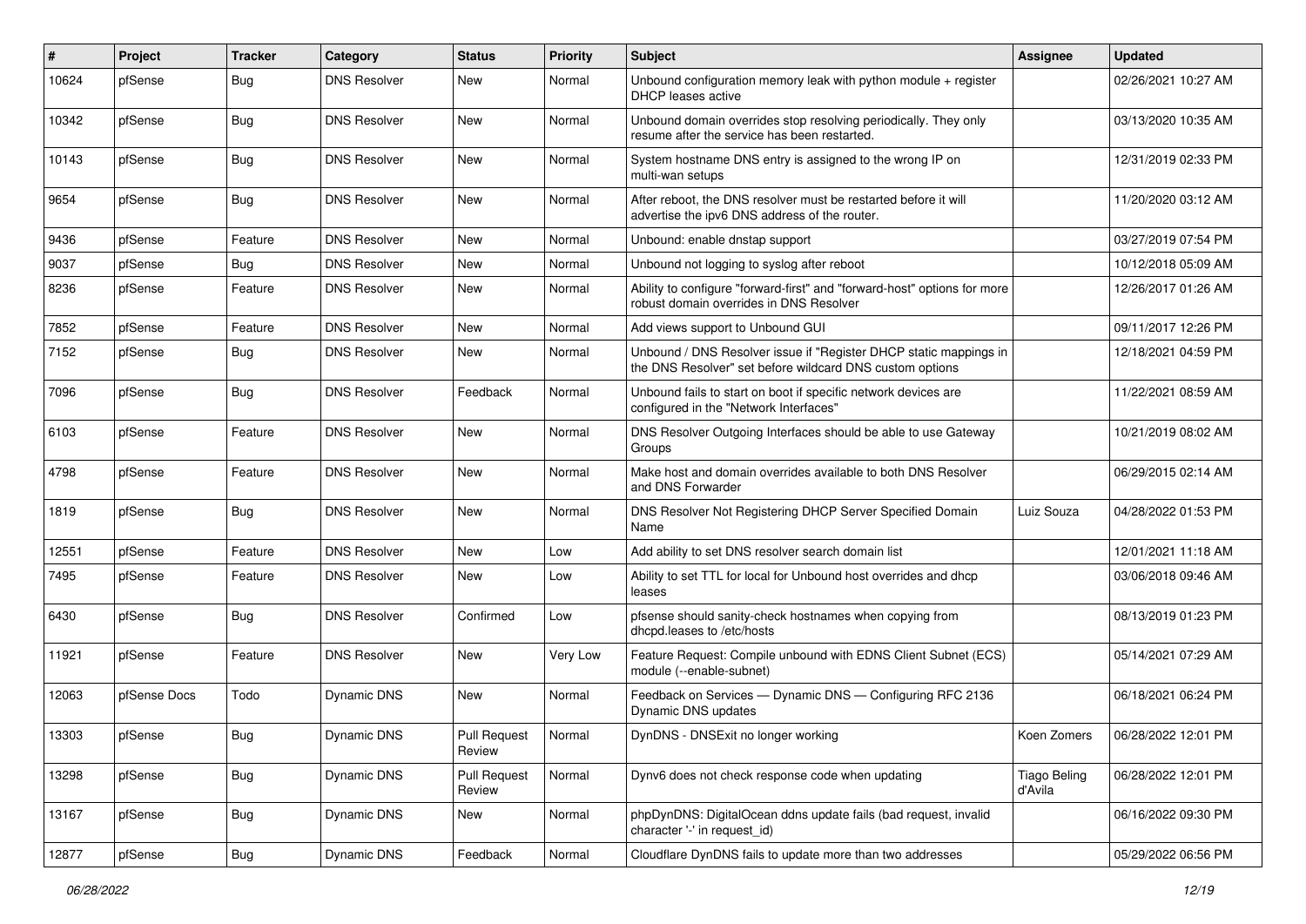| # | Project | Tracker | Category | Status | Priority | Subject | Assignee | Updated |
|---|---|---|---|---|---|---|---|---|
| 10624 | pfSense | Bug | DNS Resolver | New | Normal | Unbound configuration memory leak with python module + register DHCP leases active | | 02/26/2021 10:27 AM |
| 10342 | pfSense | Bug | DNS Resolver | New | Normal | Unbound domain overrides stop resolving periodically. They only resume after the service has been restarted. | | 03/13/2020 10:35 AM |
| 10143 | pfSense | Bug | DNS Resolver | New | Normal | System hostname DNS entry is assigned to the wrong IP on multi-wan setups | | 12/31/2019 02:33 PM |
| 9654 | pfSense | Bug | DNS Resolver | New | Normal | After reboot, the DNS resolver must be restarted before it will advertise the ipv6 DNS address of the router. | | 11/20/2020 03:12 AM |
| 9436 | pfSense | Feature | DNS Resolver | New | Normal | Unbound: enable dnstap support | | 03/27/2019 07:54 PM |
| 9037 | pfSense | Bug | DNS Resolver | New | Normal | Unbound not logging to syslog after reboot | | 10/12/2018 05:09 AM |
| 8236 | pfSense | Feature | DNS Resolver | New | Normal | Ability to configure "forward-first" and "forward-host" options for more robust domain overrides in DNS Resolver | | 12/26/2017 01:26 AM |
| 7852 | pfSense | Feature | DNS Resolver | New | Normal | Add views support to Unbound GUI | | 09/11/2017 12:26 PM |
| 7152 | pfSense | Bug | DNS Resolver | New | Normal | Unbound / DNS Resolver issue if "Register DHCP static mappings in the DNS Resolver" set before wildcard DNS custom options | | 12/18/2021 04:59 PM |
| 7096 | pfSense | Bug | DNS Resolver | Feedback | Normal | Unbound fails to start on boot if specific network devices are configured in the "Network Interfaces" | | 11/22/2021 08:59 AM |
| 6103 | pfSense | Feature | DNS Resolver | New | Normal | DNS Resolver Outgoing Interfaces should be able to use Gateway Groups | | 10/21/2019 08:02 AM |
| 4798 | pfSense | Feature | DNS Resolver | New | Normal | Make host and domain overrides available to both DNS Resolver and DNS Forwarder | | 06/29/2015 02:14 AM |
| 1819 | pfSense | Bug | DNS Resolver | New | Normal | DNS Resolver Not Registering DHCP Server Specified Domain Name | Luiz Souza | 04/28/2022 01:53 PM |
| 12551 | pfSense | Feature | DNS Resolver | New | Low | Add ability to set DNS resolver search domain list | | 12/01/2021 11:18 AM |
| 7495 | pfSense | Feature | DNS Resolver | New | Low | Ability to set TTL for local for Unbound host overrides and dhcp leases | | 03/06/2018 09:46 AM |
| 6430 | pfSense | Bug | DNS Resolver | Confirmed | Low | pfsense should sanity-check hostnames when copying from dhcpd.leases to /etc/hosts | | 08/13/2019 01:23 PM |
| 11921 | pfSense | Feature | DNS Resolver | New | Very Low | Feature Request: Compile unbound with EDNS Client Subnet (ECS) module (--enable-subnet) | | 05/14/2021 07:29 AM |
| 12063 | pfSense Docs | Todo | Dynamic DNS | New | Normal | Feedback on Services — Dynamic DNS — Configuring RFC 2136 Dynamic DNS updates | | 06/18/2021 06:24 PM |
| 13303 | pfSense | Bug | Dynamic DNS | Pull Request Review | Normal | DynDNS - DNSExit no longer working | Koen Zomers | 06/28/2022 12:01 PM |
| 13298 | pfSense | Bug | Dynamic DNS | Pull Request Review | Normal | Dynv6 does not check response code when updating | Tiago Beling d'Avila | 06/28/2022 12:01 PM |
| 13167 | pfSense | Bug | Dynamic DNS | New | Normal | phpDynDNS: DigitalOcean ddns update fails (bad request, invalid character '-' in request_id) | | 06/16/2022 09:30 PM |
| 12877 | pfSense | Bug | Dynamic DNS | Feedback | Normal | Cloudflare DynDNS fails to update more than two addresses | | 05/29/2022 06:56 PM |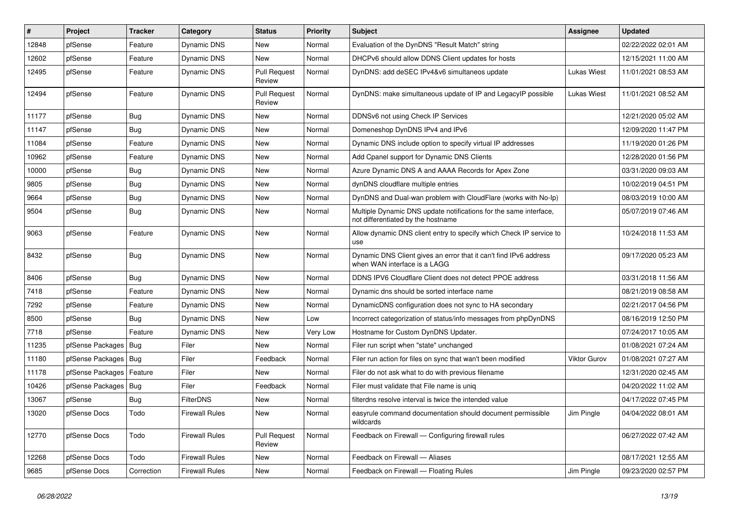| # | Project | Tracker | Category | Status | Priority | Subject | Assignee | Updated |
|---|---|---|---|---|---|---|---|---|
| 12848 | pfSense | Feature | Dynamic DNS | New | Normal | Evaluation of the DynDNS "Result Match" string | | 02/22/2022 02:01 AM |
| 12602 | pfSense | Feature | Dynamic DNS | New | Normal | DHCPv6 should allow DDNS Client updates for hosts | | 12/15/2021 11:00 AM |
| 12495 | pfSense | Feature | Dynamic DNS | Pull Request Review | Normal | DynDNS: add deSEC IPv4&v6 simultaneos update | Lukas Wiest | 11/01/2021 08:53 AM |
| 12494 | pfSense | Feature | Dynamic DNS | Pull Request Review | Normal | DynDNS: make simultaneous update of IP and LegacyIP possible | Lukas Wiest | 11/01/2021 08:52 AM |
| 11177 | pfSense | Bug | Dynamic DNS | New | Normal | DDNSv6 not using Check IP Services | | 12/21/2020 05:02 AM |
| 11147 | pfSense | Bug | Dynamic DNS | New | Normal | Domeneshop DynDNS IPv4 and IPv6 | | 12/09/2020 11:47 PM |
| 11084 | pfSense | Feature | Dynamic DNS | New | Normal | Dynamic DNS include option to specify virtual IP addresses | | 11/19/2020 01:26 PM |
| 10962 | pfSense | Feature | Dynamic DNS | New | Normal | Add Cpanel support for Dynamic DNS Clients | | 12/28/2020 01:56 PM |
| 10000 | pfSense | Bug | Dynamic DNS | New | Normal | Azure Dynamic DNS A and AAAA Records for Apex Zone | | 03/31/2020 09:03 AM |
| 9805 | pfSense | Bug | Dynamic DNS | New | Normal | dynDNS cloudflare multiple entries | | 10/02/2019 04:51 PM |
| 9664 | pfSense | Bug | Dynamic DNS | New | Normal | DynDNS and Dual-wan problem with CloudFlare (works with No-Ip) | | 08/03/2019 10:00 AM |
| 9504 | pfSense | Bug | Dynamic DNS | New | Normal | Multiple Dynamic DNS update notifications for the same interface, not differentiated by the hostname | | 05/07/2019 07:46 AM |
| 9063 | pfSense | Feature | Dynamic DNS | New | Normal | Allow dynamic DNS client entry to specify which Check IP service to use | | 10/24/2018 11:53 AM |
| 8432 | pfSense | Bug | Dynamic DNS | New | Normal | Dynamic DNS Client gives an error that it can't find IPv6 address when WAN interface is a LAGG | | 09/17/2020 05:23 AM |
| 8406 | pfSense | Bug | Dynamic DNS | New | Normal | DDNS IPV6 Cloudflare Client does not detect PPOE address | | 03/31/2018 11:56 AM |
| 7418 | pfSense | Feature | Dynamic DNS | New | Normal | Dynamic dns should be sorted interface name | | 08/21/2019 08:58 AM |
| 7292 | pfSense | Feature | Dynamic DNS | New | Normal | DynamicDNS configuration does not sync to HA secondary | | 02/21/2017 04:56 PM |
| 8500 | pfSense | Bug | Dynamic DNS | New | Low | Incorrect categorization of status/info messages from phpDynDNS | | 08/16/2019 12:50 PM |
| 7718 | pfSense | Feature | Dynamic DNS | New | Very Low | Hostname for Custom DynDNS Updater. | | 07/24/2017 10:05 AM |
| 11235 | pfSense Packages | Bug | Filer | New | Normal | Filer run script when "state" unchanged | | 01/08/2021 07:24 AM |
| 11180 | pfSense Packages | Bug | Filer | Feedback | Normal | Filer run action for files on sync that wan't been modified | Viktor Gurov | 01/08/2021 07:27 AM |
| 11178 | pfSense Packages | Feature | Filer | New | Normal | Filer do not ask what to do with previous filename | | 12/31/2020 02:45 AM |
| 10426 | pfSense Packages | Bug | Filer | Feedback | Normal | Filer must validate that File name is uniq | | 04/20/2022 11:02 AM |
| 13067 | pfSense | Bug | FilterDNS | New | Normal | filterdns resolve interval is twice the intended value | | 04/17/2022 07:45 PM |
| 13020 | pfSense Docs | Todo | Firewall Rules | New | Normal | easyrule command documentation should document permissible wildcards | Jim Pingle | 04/04/2022 08:01 AM |
| 12770 | pfSense Docs | Todo | Firewall Rules | Pull Request Review | Normal | Feedback on Firewall — Configuring firewall rules | | 06/27/2022 07:42 AM |
| 12268 | pfSense Docs | Todo | Firewall Rules | New | Normal | Feedback on Firewall — Aliases | | 08/17/2021 12:55 AM |
| 9685 | pfSense Docs | Correction | Firewall Rules | New | Normal | Feedback on Firewall — Floating Rules | Jim Pingle | 09/23/2020 02:57 PM |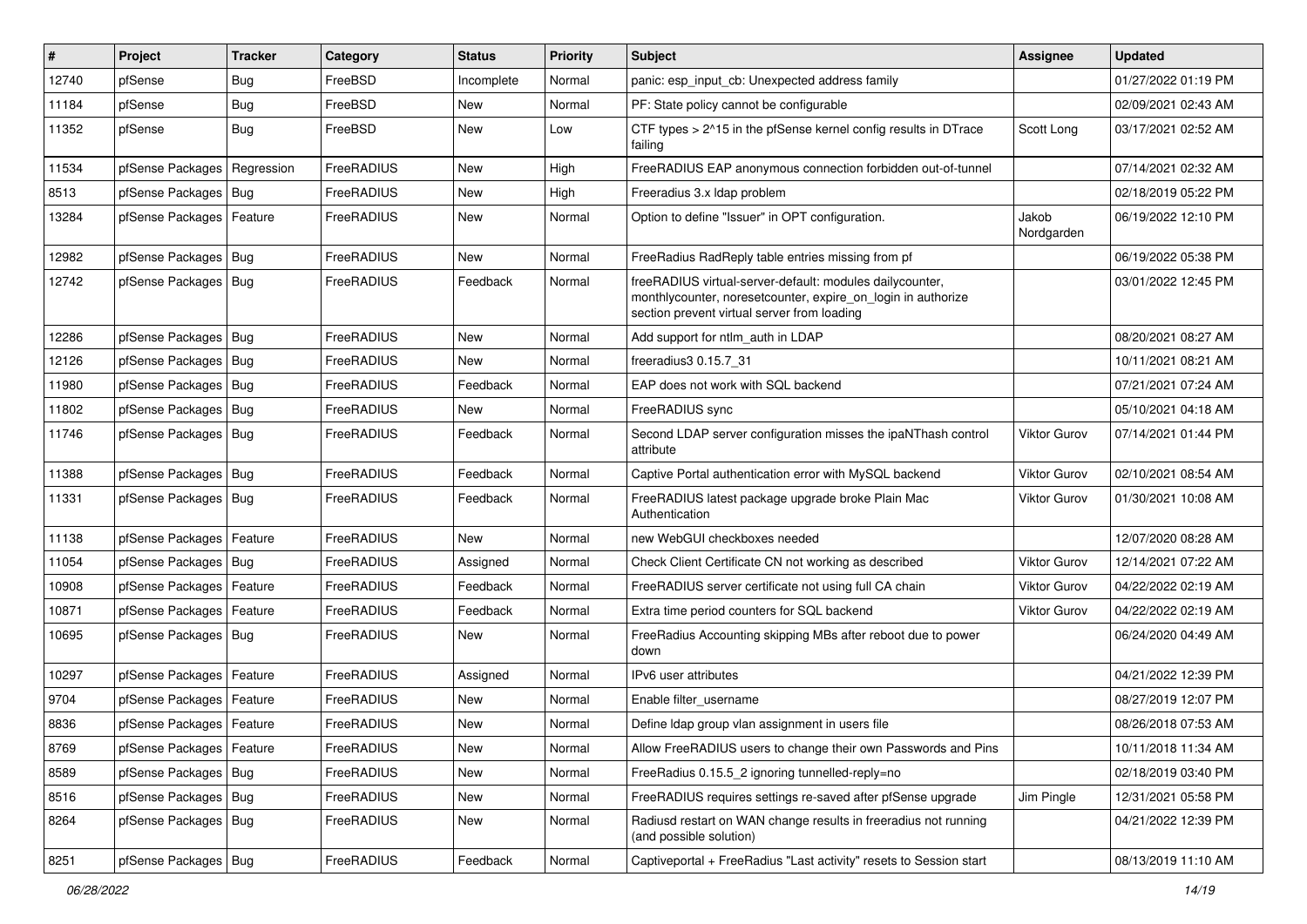| # | Project | Tracker | Category | Status | Priority | Subject | Assignee | Updated |
|---|---|---|---|---|---|---|---|---|
| 12740 | pfSense | Bug | FreeBSD | Incomplete | Normal | panic: esp_input_cb: Unexpected address family | | 01/27/2022 01:19 PM |
| 11184 | pfSense | Bug | FreeBSD | New | Normal | PF: State policy cannot be configurable | | 02/09/2021 02:43 AM |
| 11352 | pfSense | Bug | FreeBSD | New | Low | CTF types > 2^15 in the pfSense kernel config results in DTrace failing | Scott Long | 03/17/2021 02:52 AM |
| 11534 | pfSense Packages | Regression | FreeRADIUS | New | High | FreeRADIUS EAP anonymous connection forbidden out-of-tunnel | | 07/14/2021 02:32 AM |
| 8513 | pfSense Packages | Bug | FreeRADIUS | New | High | Freeradius 3.x ldap problem | | 02/18/2019 05:22 PM |
| 13284 | pfSense Packages | Feature | FreeRADIUS | New | Normal | Option to define "Issuer" in OPT configuration. | Jakob Nordgarden | 06/19/2022 12:10 PM |
| 12982 | pfSense Packages | Bug | FreeRADIUS | New | Normal | FreeRadius RadReply table entries missing from pf | | 06/19/2022 05:38 PM |
| 12742 | pfSense Packages | Bug | FreeRADIUS | Feedback | Normal | freeRADIUS virtual-server-default: modules dailycounter, monthlycounter, noresetcounter, expire_on_login in authorize section prevent virtual server from loading | | 03/01/2022 12:45 PM |
| 12286 | pfSense Packages | Bug | FreeRADIUS | New | Normal | Add support for ntlm_auth in LDAP | | 08/20/2021 08:27 AM |
| 12126 | pfSense Packages | Bug | FreeRADIUS | New | Normal | freeradius3 0.15.7_31 | | 10/11/2021 08:21 AM |
| 11980 | pfSense Packages | Bug | FreeRADIUS | Feedback | Normal | EAP does not work with SQL backend | | 07/21/2021 07:24 AM |
| 11802 | pfSense Packages | Bug | FreeRADIUS | New | Normal | FreeRADIUS sync | | 05/10/2021 04:18 AM |
| 11746 | pfSense Packages | Bug | FreeRADIUS | Feedback | Normal | Second LDAP server configuration misses the ipaNThash control attribute | Viktor Gurov | 07/14/2021 01:44 PM |
| 11388 | pfSense Packages | Bug | FreeRADIUS | Feedback | Normal | Captive Portal authentication error with MySQL backend | Viktor Gurov | 02/10/2021 08:54 AM |
| 11331 | pfSense Packages | Bug | FreeRADIUS | Feedback | Normal | FreeRADIUS latest package upgrade broke Plain Mac Authentication | Viktor Gurov | 01/30/2021 10:08 AM |
| 11138 | pfSense Packages | Feature | FreeRADIUS | New | Normal | new WebGUI checkboxes needed | | 12/07/2020 08:28 AM |
| 11054 | pfSense Packages | Bug | FreeRADIUS | Assigned | Normal | Check Client Certificate CN not working as described | Viktor Gurov | 12/14/2021 07:22 AM |
| 10908 | pfSense Packages | Feature | FreeRADIUS | Feedback | Normal | FreeRADIUS server certificate not using full CA chain | Viktor Gurov | 04/22/2022 02:19 AM |
| 10871 | pfSense Packages | Feature | FreeRADIUS | Feedback | Normal | Extra time period counters for SQL backend | Viktor Gurov | 04/22/2022 02:19 AM |
| 10695 | pfSense Packages | Bug | FreeRADIUS | New | Normal | FreeRadius Accounting skipping MBs after reboot due to power down | | 06/24/2020 04:49 AM |
| 10297 | pfSense Packages | Feature | FreeRADIUS | Assigned | Normal | IPv6 user attributes | | 04/21/2022 12:39 PM |
| 9704 | pfSense Packages | Feature | FreeRADIUS | New | Normal | Enable filter_username | | 08/27/2019 12:07 PM |
| 8836 | pfSense Packages | Feature | FreeRADIUS | New | Normal | Define ldap group vlan assignment in users file | | 08/26/2018 07:53 AM |
| 8769 | pfSense Packages | Feature | FreeRADIUS | New | Normal | Allow FreeRADIUS users to change their own Passwords and Pins | | 10/11/2018 11:34 AM |
| 8589 | pfSense Packages | Bug | FreeRADIUS | New | Normal | FreeRadius 0.15.5_2 ignoring tunnelled-reply=no | | 02/18/2019 03:40 PM |
| 8516 | pfSense Packages | Bug | FreeRADIUS | New | Normal | FreeRADIUS requires settings re-saved after pfSense upgrade | Jim Pingle | 12/31/2021 05:58 PM |
| 8264 | pfSense Packages | Bug | FreeRADIUS | New | Normal | Radiusd restart on WAN change results in freeradius not running (and possible solution) | | 04/21/2022 12:39 PM |
| 8251 | pfSense Packages | Bug | FreeRADIUS | Feedback | Normal | Captiveportal + FreeRadius "Last activity" resets to Session start | | 08/13/2019 11:10 AM |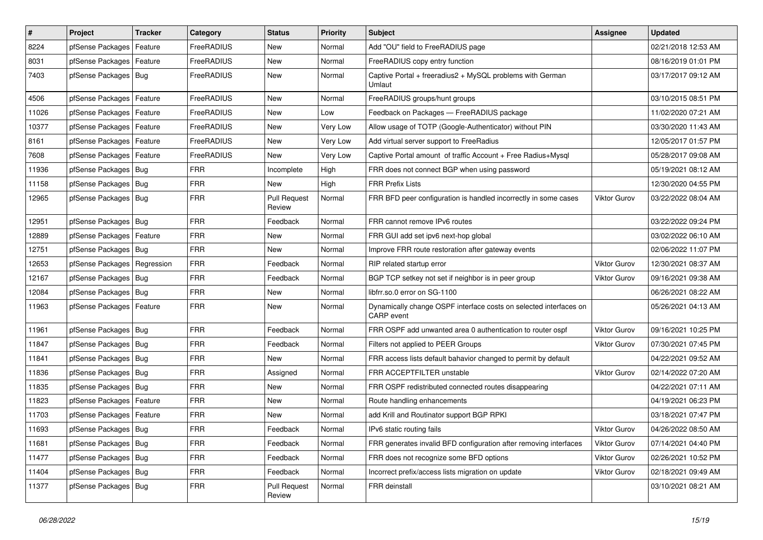| # | Project | Tracker | Category | Status | Priority | Subject | Assignee | Updated |
|---|---|---|---|---|---|---|---|---|
| 8224 | pfSense Packages | Feature | FreeRADIUS | New | Normal | Add "OU" field to FreeRADIUS page | | 02/21/2018 12:53 AM |
| 8031 | pfSense Packages | Feature | FreeRADIUS | New | Normal | FreeRADIUS copy entry function | | 08/16/2019 01:01 PM |
| 7403 | pfSense Packages | Bug | FreeRADIUS | New | Normal | Captive Portal + freeradius2 + MySQL problems with German Umlaut | | 03/17/2017 09:12 AM |
| 4506 | pfSense Packages | Feature | FreeRADIUS | New | Normal | FreeRADIUS groups/hunt groups | | 03/10/2015 08:51 PM |
| 11026 | pfSense Packages | Feature | FreeRADIUS | New | Low | Feedback on Packages — FreeRADIUS package | | 11/02/2020 07:21 AM |
| 10377 | pfSense Packages | Feature | FreeRADIUS | New | Very Low | Allow usage of TOTP (Google-Authenticator) without PIN | | 03/30/2020 11:43 AM |
| 8161 | pfSense Packages | Feature | FreeRADIUS | New | Very Low | Add virtual server support to FreeRadius | | 12/05/2017 01:57 PM |
| 7608 | pfSense Packages | Feature | FreeRADIUS | New | Very Low | Captive Portal amount of traffic Account + Free Radius+Mysql | | 05/28/2017 09:08 AM |
| 11936 | pfSense Packages | Bug | FRR | Incomplete | High | FRR does not connect BGP when using password | | 05/19/2021 08:12 AM |
| 11158 | pfSense Packages | Bug | FRR | New | High | FRR Prefix Lists | | 12/30/2020 04:55 PM |
| 12965 | pfSense Packages | Bug | FRR | Pull Request Review | Normal | FRR BFD peer configuration is handled incorrectly in some cases | Viktor Gurov | 03/22/2022 08:04 AM |
| 12951 | pfSense Packages | Bug | FRR | Feedback | Normal | FRR cannot remove IPv6 routes | | 03/22/2022 09:24 PM |
| 12889 | pfSense Packages | Feature | FRR | New | Normal | FRR GUI add set ipv6 next-hop global | | 03/02/2022 06:10 AM |
| 12751 | pfSense Packages | Bug | FRR | New | Normal | Improve FRR route restoration after gateway events | | 02/06/2022 11:07 PM |
| 12653 | pfSense Packages | Regression | FRR | Feedback | Normal | RIP related startup error | Viktor Gurov | 12/30/2021 08:37 AM |
| 12167 | pfSense Packages | Bug | FRR | Feedback | Normal | BGP TCP setkey not set if neighbor is in peer group | Viktor Gurov | 09/16/2021 09:38 AM |
| 12084 | pfSense Packages | Bug | FRR | New | Normal | libfrr.so.0 error on SG-1100 | | 06/26/2021 08:22 AM |
| 11963 | pfSense Packages | Feature | FRR | New | Normal | Dynamically change OSPF interface costs on selected interfaces on CARP event | | 05/26/2021 04:13 AM |
| 11961 | pfSense Packages | Bug | FRR | Feedback | Normal | FRR OSPF add unwanted area 0 authentication to router ospf | Viktor Gurov | 09/16/2021 10:25 PM |
| 11847 | pfSense Packages | Bug | FRR | Feedback | Normal | Filters not applied to PEER Groups | Viktor Gurov | 07/30/2021 07:45 PM |
| 11841 | pfSense Packages | Bug | FRR | New | Normal | FRR access lists default bahavior changed to permit by default | | 04/22/2021 09:52 AM |
| 11836 | pfSense Packages | Bug | FRR | Assigned | Normal | FRR ACCEPTFILTER unstable | Viktor Gurov | 02/14/2022 07:20 AM |
| 11835 | pfSense Packages | Bug | FRR | New | Normal | FRR OSPF redistributed connected routes disappearing | | 04/22/2021 07:11 AM |
| 11823 | pfSense Packages | Feature | FRR | New | Normal | Route handling enhancements | | 04/19/2021 06:23 PM |
| 11703 | pfSense Packages | Feature | FRR | New | Normal | add Krill and Routinator support BGP RPKI | | 03/18/2021 07:47 PM |
| 11693 | pfSense Packages | Bug | FRR | Feedback | Normal | IPv6 static routing fails | Viktor Gurov | 04/26/2022 08:50 AM |
| 11681 | pfSense Packages | Bug | FRR | Feedback | Normal | FRR generates invalid BFD configuration after removing interfaces | Viktor Gurov | 07/14/2021 04:40 PM |
| 11477 | pfSense Packages | Bug | FRR | Feedback | Normal | FRR does not recognize some BFD options | Viktor Gurov | 02/26/2021 10:52 PM |
| 11404 | pfSense Packages | Bug | FRR | Feedback | Normal | Incorrect prefix/access lists migration on update | Viktor Gurov | 02/18/2021 09:49 AM |
| 11377 | pfSense Packages | Bug | FRR | Pull Request Review | Normal | FRR deinstall | | 03/10/2021 08:21 AM |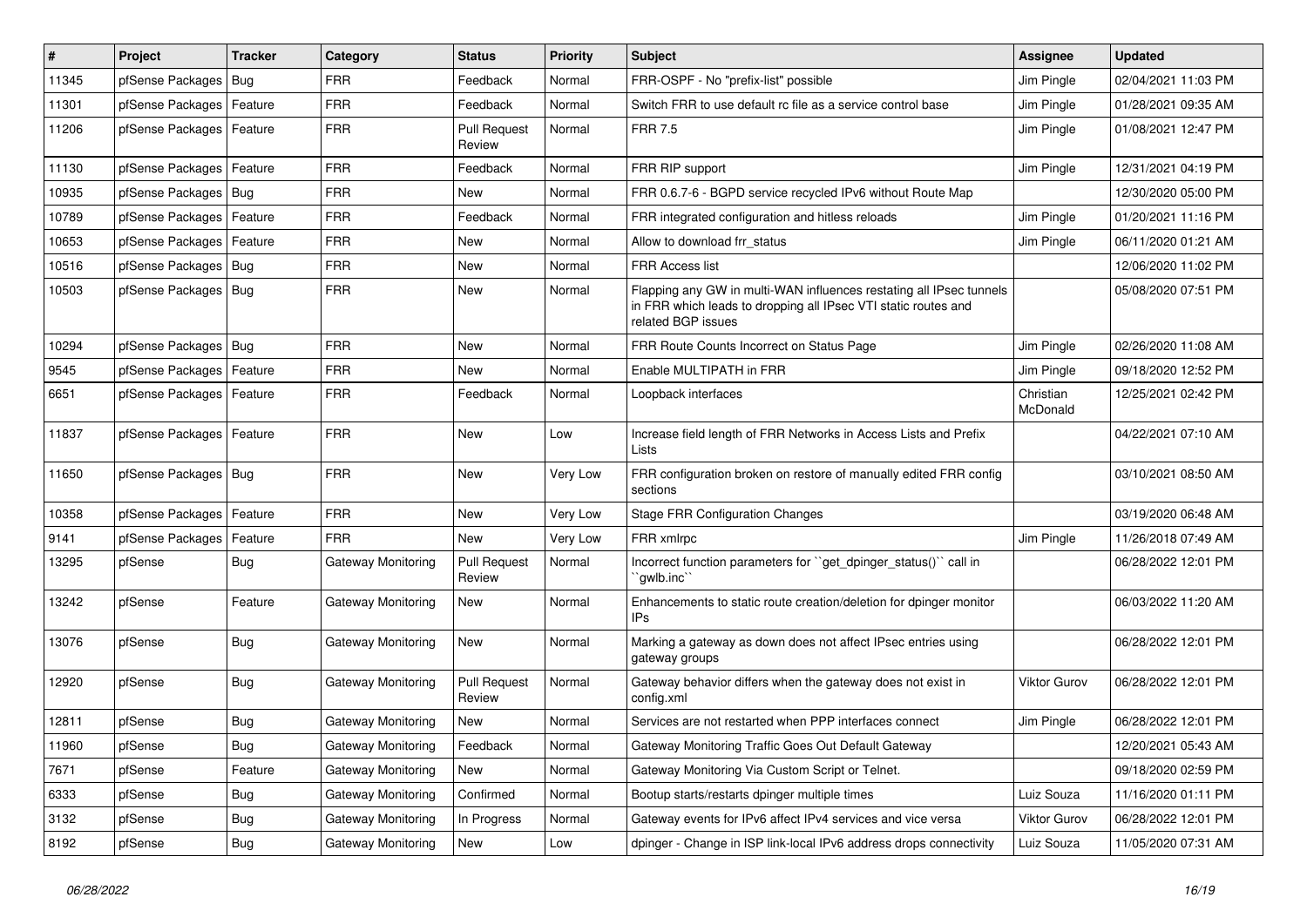| # | Project | Tracker | Category | Status | Priority | Subject | Assignee | Updated |
|---|---|---|---|---|---|---|---|---|
| 11345 | pfSense Packages | Bug | FRR | Feedback | Normal | FRR-OSPF - No "prefix-list" possible | Jim Pingle | 02/04/2021 11:03 PM |
| 11301 | pfSense Packages | Feature | FRR | Feedback | Normal | Switch FRR to use default rc file as a service control base | Jim Pingle | 01/28/2021 09:35 AM |
| 11206 | pfSense Packages | Feature | FRR | Pull Request Review | Normal | FRR 7.5 | Jim Pingle | 01/08/2021 12:47 PM |
| 11130 | pfSense Packages | Feature | FRR | Feedback | Normal | FRR RIP support | Jim Pingle | 12/31/2021 04:19 PM |
| 10935 | pfSense Packages | Bug | FRR | New | Normal | FRR 0.6.7-6 - BGPD service recycled IPv6 without Route Map | | 12/30/2020 05:00 PM |
| 10789 | pfSense Packages | Feature | FRR | Feedback | Normal | FRR integrated configuration and hitless reloads | Jim Pingle | 01/20/2021 11:16 PM |
| 10653 | pfSense Packages | Feature | FRR | New | Normal | Allow to download frr_status | Jim Pingle | 06/11/2020 01:21 AM |
| 10516 | pfSense Packages | Bug | FRR | New | Normal | FRR Access list | | 12/06/2020 11:02 PM |
| 10503 | pfSense Packages | Bug | FRR | New | Normal | Flapping any GW in multi-WAN influences restating all IPsec tunnels in FRR which leads to dropping all IPsec VTI static routes and related BGP issues | | 05/08/2020 07:51 PM |
| 10294 | pfSense Packages | Bug | FRR | New | Normal | FRR Route Counts Incorrect on Status Page | Jim Pingle | 02/26/2020 11:08 AM |
| 9545 | pfSense Packages | Feature | FRR | New | Normal | Enable MULTIPATH in FRR | Jim Pingle | 09/18/2020 12:52 PM |
| 6651 | pfSense Packages | Feature | FRR | Feedback | Normal | Loopback interfaces | Christian McDonald | 12/25/2021 02:42 PM |
| 11837 | pfSense Packages | Feature | FRR | New | Low | Increase field length of FRR Networks in Access Lists and Prefix Lists | | 04/22/2021 07:10 AM |
| 11650 | pfSense Packages | Bug | FRR | New | Very Low | FRR configuration broken on restore of manually edited FRR config sections | | 03/10/2021 08:50 AM |
| 10358 | pfSense Packages | Feature | FRR | New | Very Low | Stage FRR Configuration Changes | | 03/19/2020 06:48 AM |
| 9141 | pfSense Packages | Feature | FRR | New | Very Low | FRR xmlrpc | Jim Pingle | 11/26/2018 07:49 AM |
| 13295 | pfSense | Bug | Gateway Monitoring | Pull Request Review | Normal | Incorrect function parameters for ``get_dpinger_status()`` call in ``gwlb.inc`` | | 06/28/2022 12:01 PM |
| 13242 | pfSense | Feature | Gateway Monitoring | New | Normal | Enhancements to static route creation/deletion for dpinger monitor IPs | | 06/03/2022 11:20 AM |
| 13076 | pfSense | Bug | Gateway Monitoring | New | Normal | Marking a gateway as down does not affect IPsec entries using gateway groups | | 06/28/2022 12:01 PM |
| 12920 | pfSense | Bug | Gateway Monitoring | Pull Request Review | Normal | Gateway behavior differs when the gateway does not exist in config.xml | Viktor Gurov | 06/28/2022 12:01 PM |
| 12811 | pfSense | Bug | Gateway Monitoring | New | Normal | Services are not restarted when PPP interfaces connect | Jim Pingle | 06/28/2022 12:01 PM |
| 11960 | pfSense | Bug | Gateway Monitoring | Feedback | Normal | Gateway Monitoring Traffic Goes Out Default Gateway | | 12/20/2021 05:43 AM |
| 7671 | pfSense | Feature | Gateway Monitoring | New | Normal | Gateway Monitoring Via Custom Script or Telnet. | | 09/18/2020 02:59 PM |
| 6333 | pfSense | Bug | Gateway Monitoring | Confirmed | Normal | Bootup starts/restarts dpinger multiple times | Luiz Souza | 11/16/2020 01:11 PM |
| 3132 | pfSense | Bug | Gateway Monitoring | In Progress | Normal | Gateway events for IPv6 affect IPv4 services and vice versa | Viktor Gurov | 06/28/2022 12:01 PM |
| 8192 | pfSense | Bug | Gateway Monitoring | New | Low | dpinger - Change in ISP link-local IPv6 address drops connectivity | Luiz Souza | 11/05/2020 07:31 AM |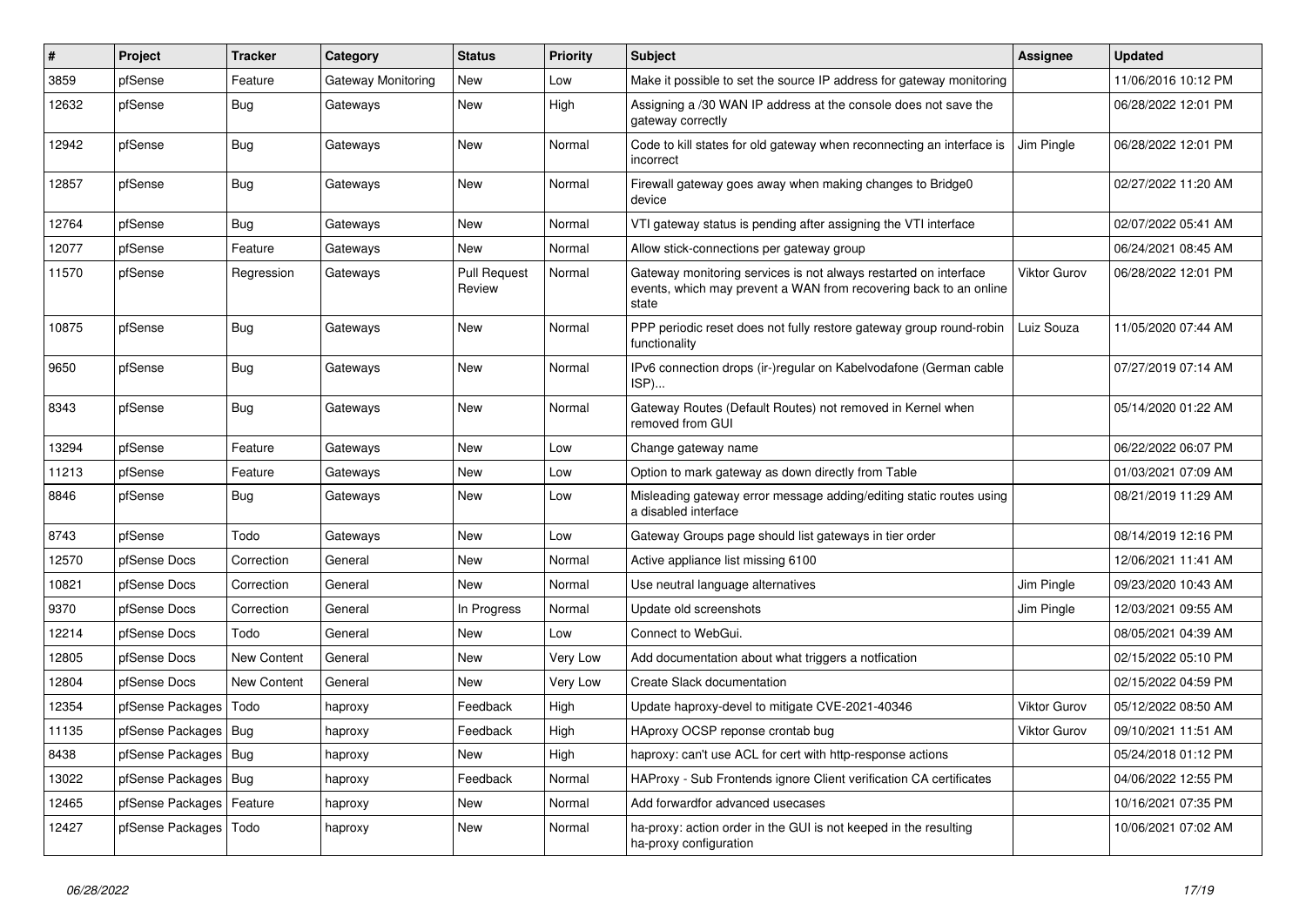| # | Project | Tracker | Category | Status | Priority | Subject | Assignee | Updated |
|---|---|---|---|---|---|---|---|---|
| 3859 | pfSense | Feature | Gateway Monitoring | New | Low | Make it possible to set the source IP address for gateway monitoring | | 11/06/2016 10:12 PM |
| 12632 | pfSense | Bug | Gateways | New | High | Assigning a /30 WAN IP address at the console does not save the gateway correctly | | 06/28/2022 12:01 PM |
| 12942 | pfSense | Bug | Gateways | New | Normal | Code to kill states for old gateway when reconnecting an interface is incorrect | Jim Pingle | 06/28/2022 12:01 PM |
| 12857 | pfSense | Bug | Gateways | New | Normal | Firewall gateway goes away when making changes to Bridge0 device | | 02/27/2022 11:20 AM |
| 12764 | pfSense | Bug | Gateways | New | Normal | VTI gateway status is pending after assigning the VTI interface | | 02/07/2022 05:41 AM |
| 12077 | pfSense | Feature | Gateways | New | Normal | Allow stick-connections per gateway group | | 06/24/2021 08:45 AM |
| 11570 | pfSense | Regression | Gateways | Pull Request Review | Normal | Gateway monitoring services is not always restarted on interface events, which may prevent a WAN from recovering back to an online state | Viktor Gurov | 06/28/2022 12:01 PM |
| 10875 | pfSense | Bug | Gateways | New | Normal | PPP periodic reset does not fully restore gateway group round-robin functionality | Luiz Souza | 11/05/2020 07:44 AM |
| 9650 | pfSense | Bug | Gateways | New | Normal | IPv6 connection drops (ir-)regular on Kabelvodafone (German cable ISP)... | | 07/27/2019 07:14 AM |
| 8343 | pfSense | Bug | Gateways | New | Normal | Gateway Routes (Default Routes) not removed in Kernel when removed from GUI | | 05/14/2020 01:22 AM |
| 13294 | pfSense | Feature | Gateways | New | Low | Change gateway name | | 06/22/2022 06:07 PM |
| 11213 | pfSense | Feature | Gateways | New | Low | Option to mark gateway as down directly from Table | | 01/03/2021 07:09 AM |
| 8846 | pfSense | Bug | Gateways | New | Low | Misleading gateway error message adding/editing static routes using a disabled interface | | 08/21/2019 11:29 AM |
| 8743 | pfSense | Todo | Gateways | New | Low | Gateway Groups page should list gateways in tier order | | 08/14/2019 12:16 PM |
| 12570 | pfSense Docs | Correction | General | New | Normal | Active appliance list missing 6100 | | 12/06/2021 11:41 AM |
| 10821 | pfSense Docs | Correction | General | New | Normal | Use neutral language alternatives | Jim Pingle | 09/23/2020 10:43 AM |
| 9370 | pfSense Docs | Correction | General | In Progress | Normal | Update old screenshots | Jim Pingle | 12/03/2021 09:55 AM |
| 12214 | pfSense Docs | Todo | General | New | Low | Connect to WebGui. | | 08/05/2021 04:39 AM |
| 12805 | pfSense Docs | New Content | General | New | Very Low | Add documentation about what triggers a notfication | | 02/15/2022 05:10 PM |
| 12804 | pfSense Docs | New Content | General | New | Very Low | Create Slack documentation | | 02/15/2022 04:59 PM |
| 12354 | pfSense Packages | Todo | haproxy | Feedback | High | Update haproxy-devel to mitigate CVE-2021-40346 | Viktor Gurov | 05/12/2022 08:50 AM |
| 11135 | pfSense Packages | Bug | haproxy | Feedback | High | HAproxy OCSP reponse crontab bug | Viktor Gurov | 09/10/2021 11:51 AM |
| 8438 | pfSense Packages | Bug | haproxy | New | High | haproxy: can't use ACL for cert with http-response actions | | 05/24/2018 01:12 PM |
| 13022 | pfSense Packages | Bug | haproxy | Feedback | Normal | HAProxy - Sub Frontends ignore Client verification CA certificates | | 04/06/2022 12:55 PM |
| 12465 | pfSense Packages | Feature | haproxy | New | Normal | Add forwardfor advanced usecases | | 10/16/2021 07:35 PM |
| 12427 | pfSense Packages | Todo | haproxy | New | Normal | ha-proxy: action order in the GUI is not keeped in the resulting ha-proxy configuration | | 10/06/2021 07:02 AM |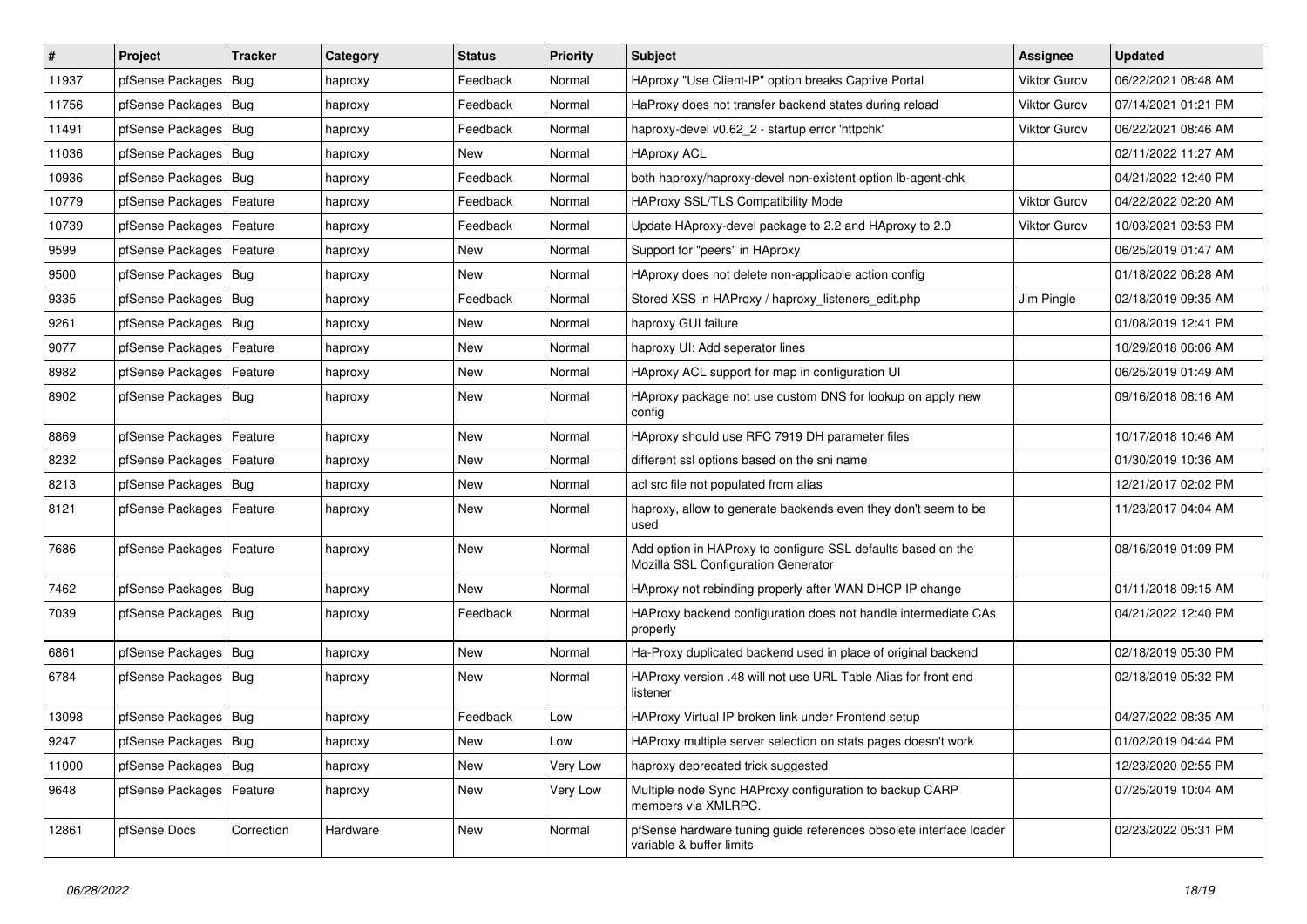| # | Project | Tracker | Category | Status | Priority | Subject | Assignee | Updated |
|---|---|---|---|---|---|---|---|---|
| 11937 | pfSense Packages | Bug | haproxy | Feedback | Normal | HAproxy "Use Client-IP" option breaks Captive Portal | Viktor Gurov | 06/22/2021 08:48 AM |
| 11756 | pfSense Packages | Bug | haproxy | Feedback | Normal | HaProxy does not transfer backend states during reload | Viktor Gurov | 07/14/2021 01:21 PM |
| 11491 | pfSense Packages | Bug | haproxy | Feedback | Normal | haproxy-devel v0.62_2 - startup error 'httpchk' | Viktor Gurov | 06/22/2021 08:46 AM |
| 11036 | pfSense Packages | Bug | haproxy | New | Normal | HAproxy ACL | | 02/11/2022 11:27 AM |
| 10936 | pfSense Packages | Bug | haproxy | Feedback | Normal | both haproxy/haproxy-devel non-existent option lb-agent-chk | | 04/21/2022 12:40 PM |
| 10779 | pfSense Packages | Feature | haproxy | Feedback | Normal | HAProxy SSL/TLS Compatibility Mode | Viktor Gurov | 04/22/2022 02:20 AM |
| 10739 | pfSense Packages | Feature | haproxy | Feedback | Normal | Update HAproxy-devel package to 2.2 and HAproxy to 2.0 | Viktor Gurov | 10/03/2021 03:53 PM |
| 9599 | pfSense Packages | Feature | haproxy | New | Normal | Support for "peers" in HAproxy | | 06/25/2019 01:47 AM |
| 9500 | pfSense Packages | Bug | haproxy | New | Normal | HAproxy does not delete non-applicable action config | | 01/18/2022 06:28 AM |
| 9335 | pfSense Packages | Bug | haproxy | Feedback | Normal | Stored XSS in HAProxy / haproxy_listeners_edit.php | Jim Pingle | 02/18/2019 09:35 AM |
| 9261 | pfSense Packages | Bug | haproxy | New | Normal | haproxy GUI failure | | 01/08/2019 12:41 PM |
| 9077 | pfSense Packages | Feature | haproxy | New | Normal | haproxy UI: Add seperator lines | | 10/29/2018 06:06 AM |
| 8982 | pfSense Packages | Feature | haproxy | New | Normal | HAproxy ACL support for map in configuration UI | | 06/25/2019 01:49 AM |
| 8902 | pfSense Packages | Bug | haproxy | New | Normal | HAproxy package not use custom DNS for lookup on apply new config | | 09/16/2018 08:16 AM |
| 8869 | pfSense Packages | Feature | haproxy | New | Normal | HAproxy should use RFC 7919 DH parameter files | | 10/17/2018 10:46 AM |
| 8232 | pfSense Packages | Feature | haproxy | New | Normal | different ssl options based on the sni name | | 01/30/2019 10:36 AM |
| 8213 | pfSense Packages | Bug | haproxy | New | Normal | acl src file not populated from alias | | 12/21/2017 02:02 PM |
| 8121 | pfSense Packages | Feature | haproxy | New | Normal | haproxy, allow to generate backends even they don't seem to be used | | 11/23/2017 04:04 AM |
| 7686 | pfSense Packages | Feature | haproxy | New | Normal | Add option in HAProxy to configure SSL defaults based on the Mozilla SSL Configuration Generator | | 08/16/2019 01:09 PM |
| 7462 | pfSense Packages | Bug | haproxy | New | Normal | HAproxy not rebinding properly after WAN DHCP IP change | | 01/11/2018 09:15 AM |
| 7039 | pfSense Packages | Bug | haproxy | Feedback | Normal | HAProxy backend configuration does not handle intermediate CAs properly | | 04/21/2022 12:40 PM |
| 6861 | pfSense Packages | Bug | haproxy | New | Normal | Ha-Proxy duplicated backend used in place of original backend | | 02/18/2019 05:30 PM |
| 6784 | pfSense Packages | Bug | haproxy | New | Normal | HAProxy version .48 will not use URL Table Alias for front end listener | | 02/18/2019 05:32 PM |
| 13098 | pfSense Packages | Bug | haproxy | Feedback | Low | HAProxy Virtual IP broken link under Frontend setup | | 04/27/2022 08:35 AM |
| 9247 | pfSense Packages | Bug | haproxy | New | Low | HAProxy multiple server selection on stats pages doesn't work | | 01/02/2019 04:44 PM |
| 11000 | pfSense Packages | Bug | haproxy | New | Very Low | haproxy deprecated trick suggested | | 12/23/2020 02:55 PM |
| 9648 | pfSense Packages | Feature | haproxy | New | Very Low | Multiple node Sync HAProxy configuration to backup CARP members via XMLRPC. | | 07/25/2019 10:04 AM |
| 12861 | pfSense Docs | Correction | Hardware | New | Normal | pfSense hardware tuning guide references obsolete interface loader variable & buffer limits | | 02/23/2022 05:31 PM |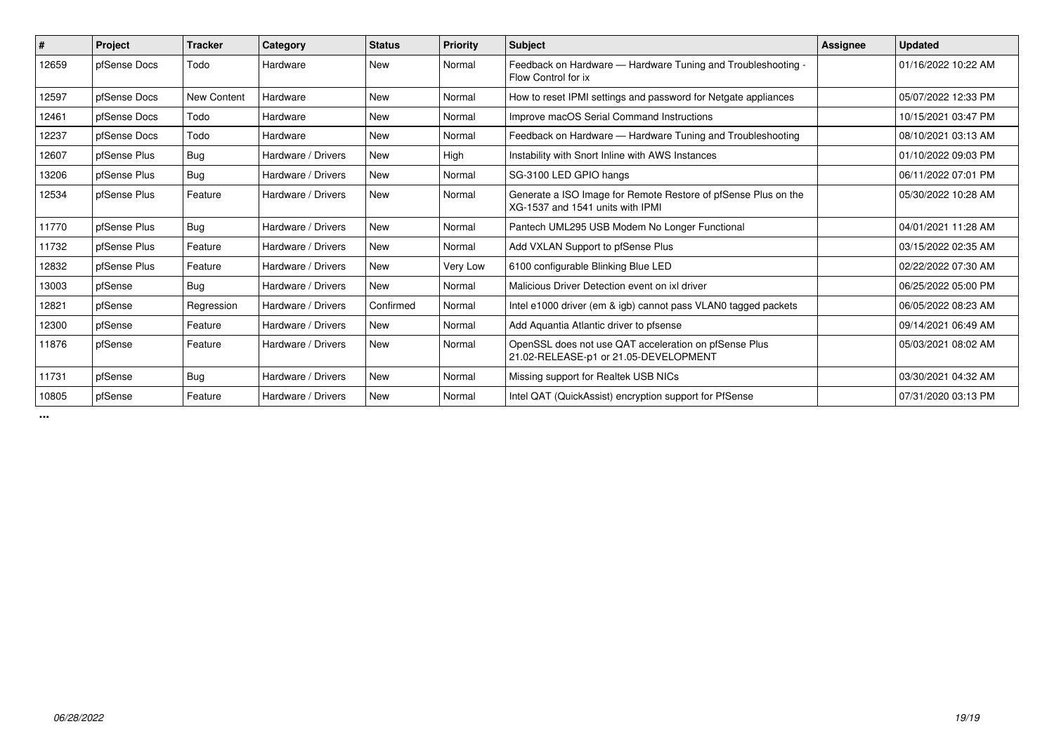| # | Project | Tracker | Category | Status | Priority | Subject | Assignee | Updated |
|---|---|---|---|---|---|---|---|---|
| 12659 | pfSense Docs | Todo | Hardware | New | Normal | Feedback on Hardware — Hardware Tuning and Troubleshooting - Flow Control for ix | | 01/16/2022 10:22 AM |
| 12597 | pfSense Docs | New Content | Hardware | New | Normal | How to reset IPMI settings and password for Netgate appliances | | 05/07/2022 12:33 PM |
| 12461 | pfSense Docs | Todo | Hardware | New | Normal | Improve macOS Serial Command Instructions | | 10/15/2021 03:47 PM |
| 12237 | pfSense Docs | Todo | Hardware | New | Normal | Feedback on Hardware — Hardware Tuning and Troubleshooting | | 08/10/2021 03:13 AM |
| 12607 | pfSense Plus | Bug | Hardware / Drivers | New | High | Instability with Snort Inline with AWS Instances | | 01/10/2022 09:03 PM |
| 13206 | pfSense Plus | Bug | Hardware / Drivers | New | Normal | SG-3100 LED GPIO hangs | | 06/11/2022 07:01 PM |
| 12534 | pfSense Plus | Feature | Hardware / Drivers | New | Normal | Generate a ISO Image for Remote Restore of pfSense Plus on the XG-1537 and 1541 units with IPMI | | 05/30/2022 10:28 AM |
| 11770 | pfSense Plus | Bug | Hardware / Drivers | New | Normal | Pantech UML295 USB Modem No Longer Functional | | 04/01/2021 11:28 AM |
| 11732 | pfSense Plus | Feature | Hardware / Drivers | New | Normal | Add VXLAN Support to pfSense Plus | | 03/15/2022 02:35 AM |
| 12832 | pfSense Plus | Feature | Hardware / Drivers | New | Very Low | 6100 configurable Blinking Blue LED | | 02/22/2022 07:30 AM |
| 13003 | pfSense | Bug | Hardware / Drivers | New | Normal | Malicious Driver Detection event on ixl driver | | 06/25/2022 05:00 PM |
| 12821 | pfSense | Regression | Hardware / Drivers | Confirmed | Normal | Intel e1000 driver (em & igb) cannot pass VLAN0 tagged packets | | 06/05/2022 08:23 AM |
| 12300 | pfSense | Feature | Hardware / Drivers | New | Normal | Add Aquantia Atlantic driver to pfsense | | 09/14/2021 06:49 AM |
| 11876 | pfSense | Feature | Hardware / Drivers | New | Normal | OpenSSL does not use QAT acceleration on pfSense Plus 21.02-RELEASE-p1 or 21.05-DEVELOPMENT | | 05/03/2021 08:02 AM |
| 11731 | pfSense | Bug | Hardware / Drivers | New | Normal | Missing support for Realtek USB NICs | | 03/30/2021 04:32 AM |
| 10805 | pfSense | Feature | Hardware / Drivers | New | Normal | Intel QAT (QuickAssist) encryption support for PfSense | | 07/31/2020 03:13 PM |

...